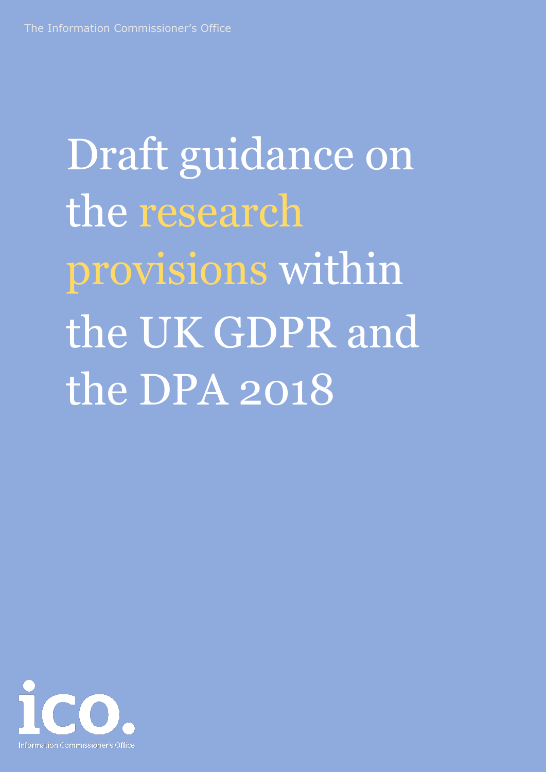The Information Commissioner's Office

# Draft guidance on the research provisions within the UK GDPR and the DPA 2018

ico.

Information Commissioner's Office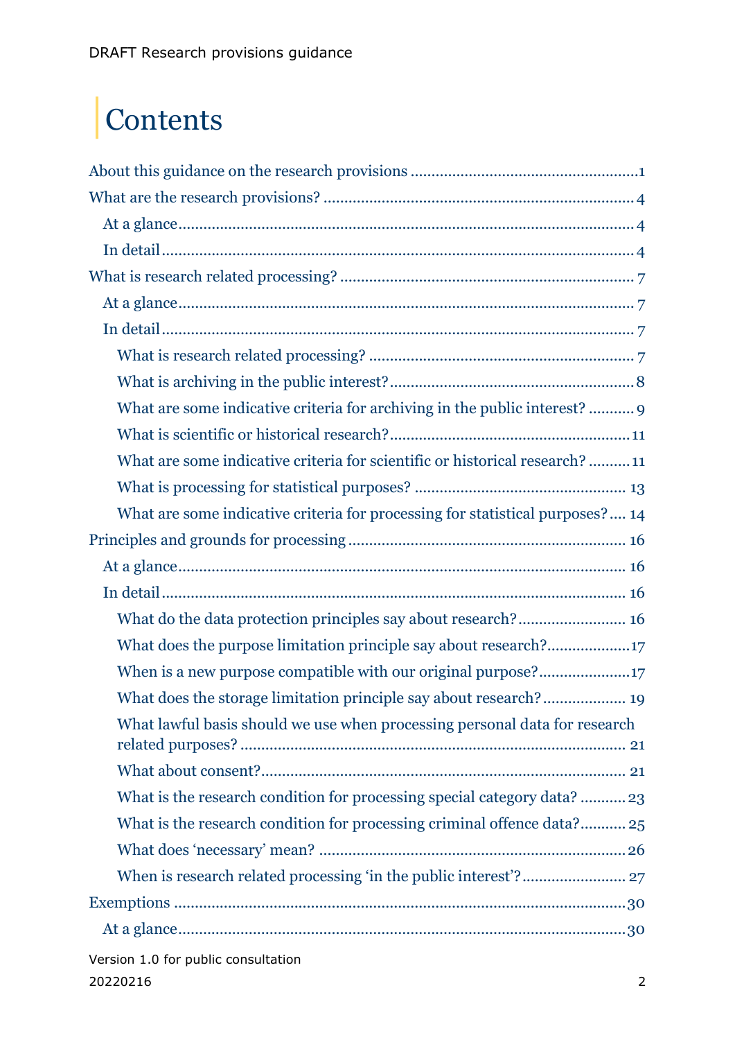# Contents

About this guidance on the research provisions ....................................................1

What are the research provisions? ....................................................................... 4

- At a glance ....................................................................................................... 4
- In detail ............................................................................................................ 4

What is research related processing? .................................................................... 7

- At a glance ....................................................................................................... 7
- In detail ............................................................................................................ 7
  - What is research related processing? ............................................................. 7
  - What is archiving in the public interest? ......................................................... 8
  - What are some indicative criteria for archiving in the public interest? ........... 9
  - What is scientific or historical research? ....................................................... 11
  - What are some indicative criteria for scientific or historical research? .......... 11
  - What is processing for statistical purposes? ................................................. 13
  - What are some indicative criteria for processing for statistical purposes? .... 14

Principles and grounds for processing ................................................................. 16

- At a glance ..................................................................................................... 16
- In detail .......................................................................................................... 16
  - What do the data protection principles say about research? ......................... 16
  - What does the purpose limitation principle say about research? ....................17
  - When is a new purpose compatible with our original purpose? ......................17
  - What does the storage limitation principle say about research? .................... 19
  - What lawful basis should we use when processing personal data for research related purposes? ..................................................................................... 21
  - What about consent? ..................................................................................... 21
  - What is the research condition for processing special category data? ........... 23
  - What is the research condition for processing criminal offence data? ........... 25
  - What does 'necessary' mean? ........................................................................ 26
  - When is research related processing 'in the public interest'? ......................... 27

Exemptions ......................................................................................................... 30

- At a glance ..................................................................................................... 30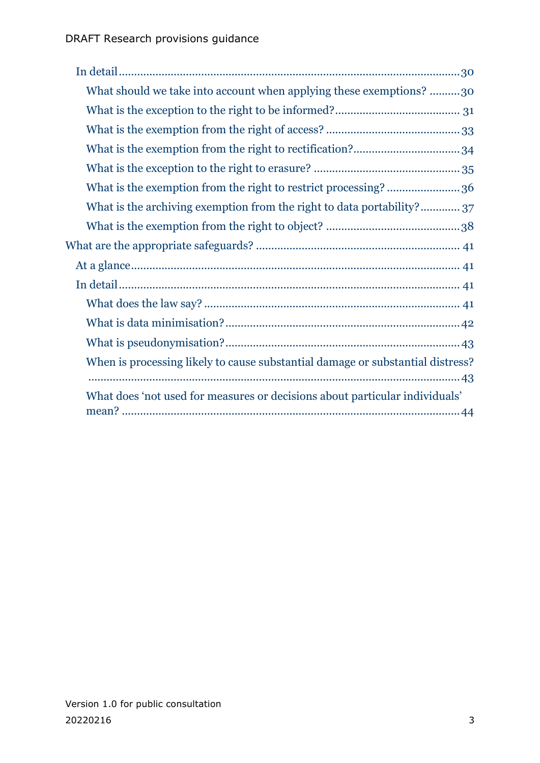- In detail ........................................................................................................30
  - What should we take into account when applying these exemptions? ..........30
  - What is the exception to the right to be informed?........................................ 31
  - What is the exemption from the right of access? ...........................................33
  - What is the exemption from the right to rectification?..................................34
  - What is the exception to the right to erasure? ...............................................35
  - What is the exemption from the right to restrict processing? .......................36
  - What is the archiving exemption from the right to data portability?............ 37
  - What is the exemption from the right to object? ...........................................38
- What are the appropriate safeguards? .................................................................. 41
  - At a glance......................................................................................................... 41
  - In detail ............................................................................................................. 41
    - What does the law say? .................................................................................. 41
    - What is data minimisation? ...........................................................................42
    - What is pseudonymisation? ............................................................................43
    - When is processing likely to cause substantial damage or substantial distress? ......................................................................................................................43
    - What does 'not used for measures or decisions about particular individuals' mean? .............................................................................................................44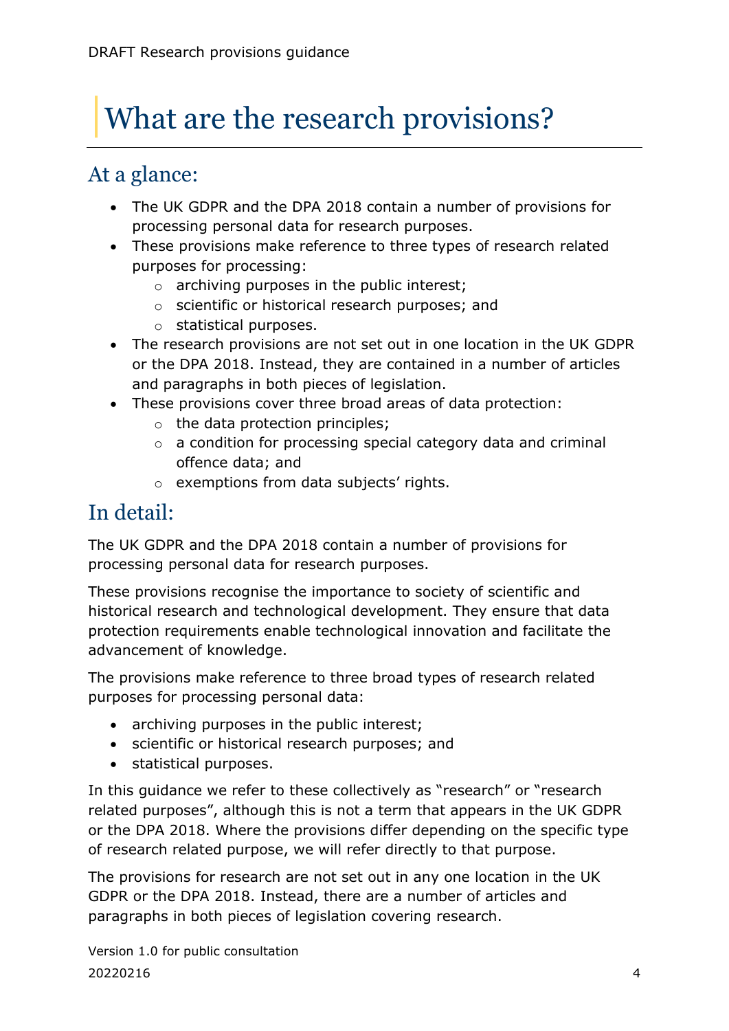# What are the research provisions?

## At a glance:

- The UK GDPR and the DPA 2018 contain a number of provisions for processing personal data for research purposes.
- These provisions make reference to three types of research related purposes for processing:
  - archiving purposes in the public interest;
  - scientific or historical research purposes; and
  - statistical purposes.
- The research provisions are not set out in one location in the UK GDPR or the DPA 2018. Instead, they are contained in a number of articles and paragraphs in both pieces of legislation.
- These provisions cover three broad areas of data protection:
  - the data protection principles;
  - a condition for processing special category data and criminal offence data; and
  - exemptions from data subjects' rights.

## In detail:

The UK GDPR and the DPA 2018 contain a number of provisions for processing personal data for research purposes.

These provisions recognise the importance to society of scientific and historical research and technological development. They ensure that data protection requirements enable technological innovation and facilitate the advancement of knowledge.

The provisions make reference to three broad types of research related purposes for processing personal data:

- archiving purposes in the public interest;
- scientific or historical research purposes; and
- statistical purposes.

In this guidance we refer to these collectively as "research" or "research related purposes", although this is not a term that appears in the UK GDPR or the DPA 2018. Where the provisions differ depending on the specific type of research related purpose, we will refer directly to that purpose.

The provisions for research are not set out in any one location in the UK GDPR or the DPA 2018. Instead, there are a number of articles and paragraphs in both pieces of legislation covering research.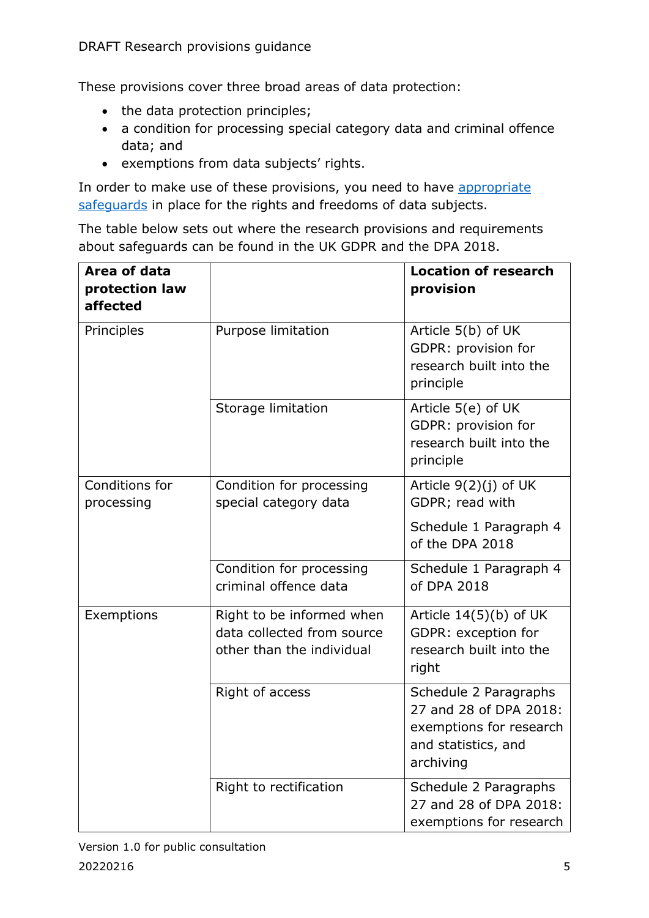These provisions cover three broad areas of data protection:

- the data protection principles;
- a condition for processing special category data and criminal offence data; and
- exemptions from data subjects' rights.

In order to make use of these provisions, you need to have appropriate safeguards in place for the rights and freedoms of data subjects.

The table below sets out where the research provisions and requirements about safeguards can be found in the UK GDPR and the DPA 2018.

| **Area of data protection law affected** | | **Location of research provision** |
|---|---|---|
| Principles | Purpose limitation | Article 5(b) of UK GDPR: provision for research built into the principle |
| | Storage limitation | Article 5(e) of UK GDPR: provision for research built into the principle |
| Conditions for processing | Condition for processing special category data | Article 9(2)(j) of UK GDPR; read with<br><br>Schedule 1 Paragraph 4 of the DPA 2018 |
| | Condition for processing criminal offence data | Schedule 1 Paragraph 4 of DPA 2018 |
| Exemptions | Right to be informed when data collected from source other than the individual | Article 14(5)(b) of UK GDPR: exception for research built into the right |
| | Right of access | Schedule 2 Paragraphs 27 and 28 of DPA 2018: exemptions for research and statistics, and archiving |
| | Right to rectification | Schedule 2 Paragraphs 27 and 28 of DPA 2018: exemptions for research |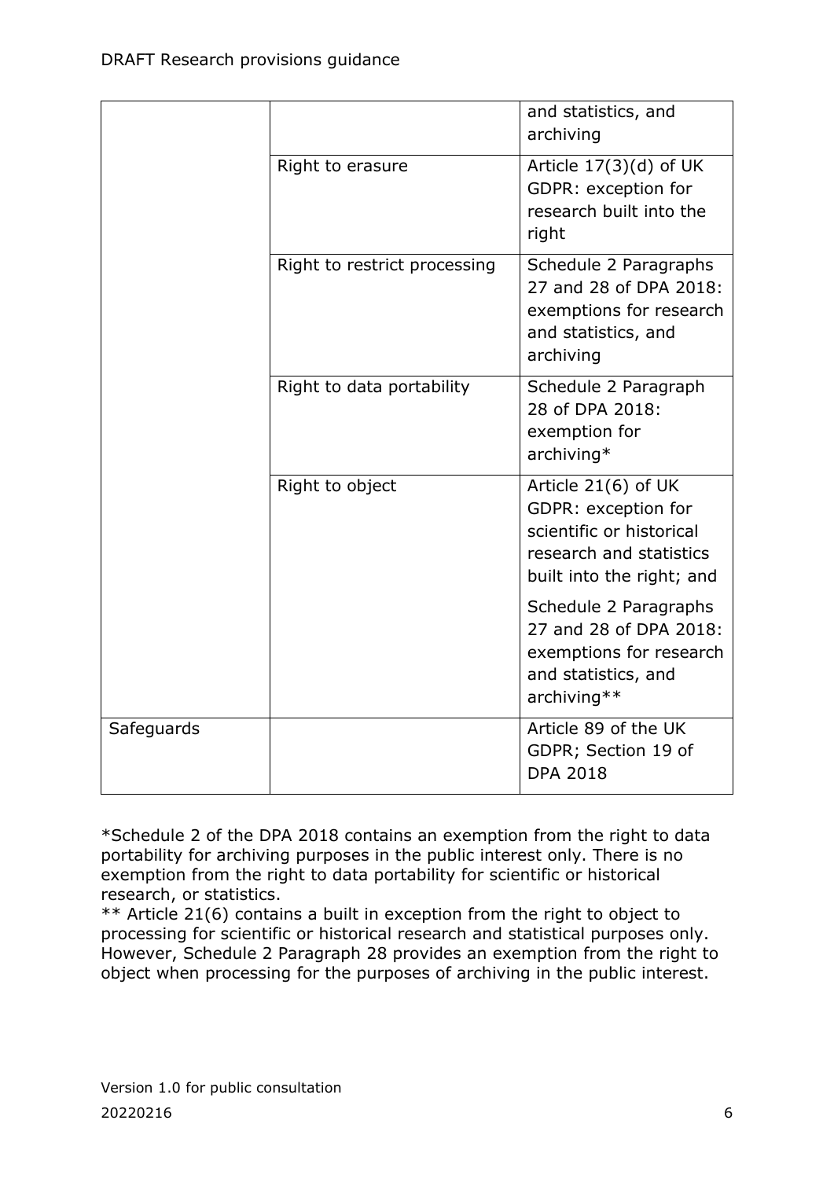| | | |
|---|---|---|
| | | and statistics, and archiving |
| | Right to erasure | Article 17(3)(d) of UK GDPR: exception for research built into the right |
| | Right to restrict processing | Schedule 2 Paragraphs 27 and 28 of DPA 2018: exemptions for research and statistics, and archiving |
| | Right to data portability | Schedule 2 Paragraph 28 of DPA 2018: exemption for archiving* |
| | Right to object | Article 21(6) of UK GDPR: exception for scientific or historical research and statistics built into the right; and<br><br>Schedule 2 Paragraphs 27 and 28 of DPA 2018: exemptions for research and statistics, and archiving** |
| Safeguards | | Article 89 of the UK GDPR; Section 19 of DPA 2018 |

*Schedule 2 of the DPA 2018 contains an exemption from the right to data portability for archiving purposes in the public interest only. There is no exemption from the right to data portability for scientific or historical research, or statistics.

** Article 21(6) contains a built in exception from the right to object to processing for scientific or historical research and statistical purposes only. However, Schedule 2 Paragraph 28 provides an exemption from the right to object when processing for the purposes of archiving in the public interest.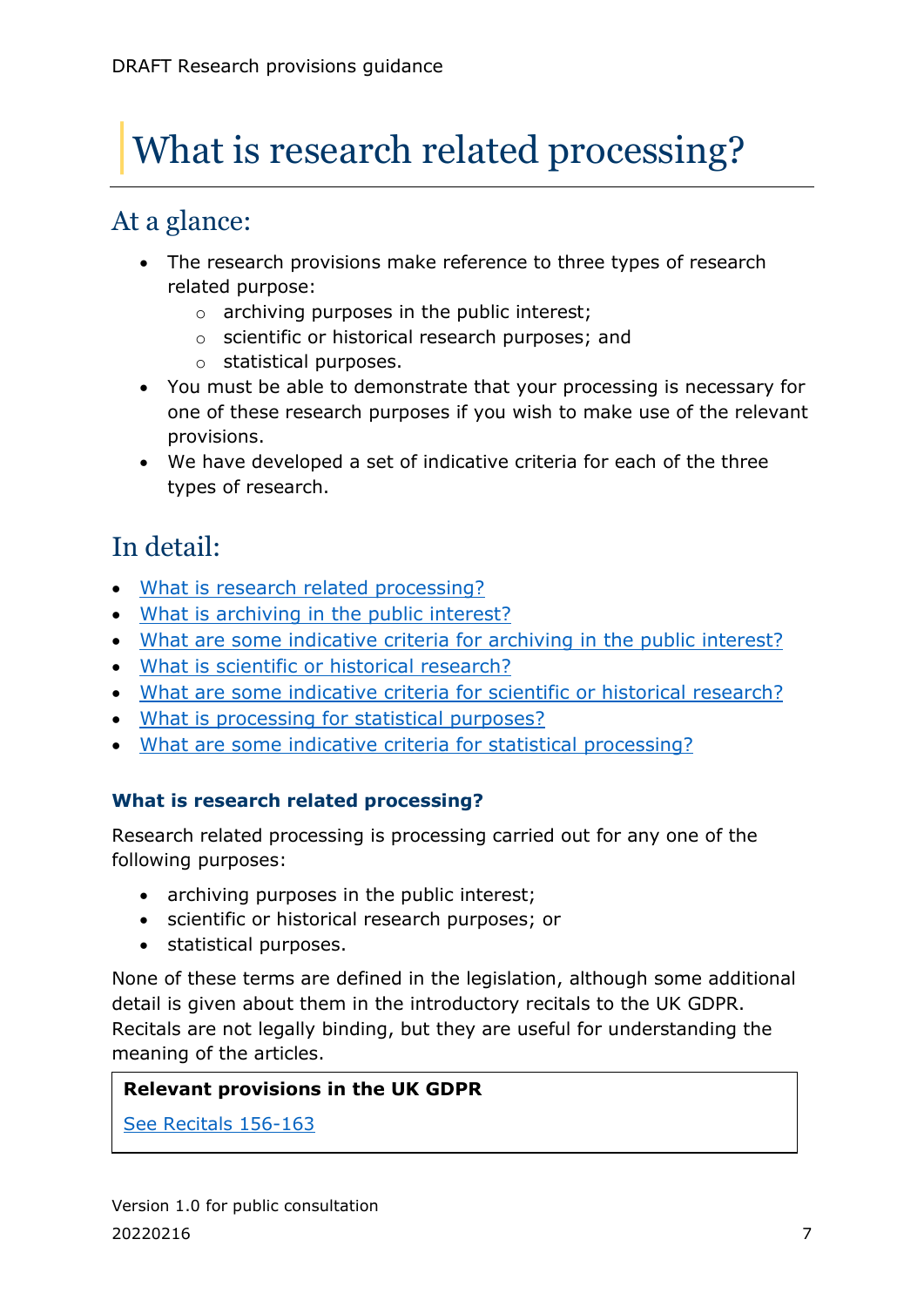# What is research related processing?

## At a glance:

- The research provisions make reference to three types of research related purpose:
  - archiving purposes in the public interest;
  - scientific or historical research purposes; and
  - statistical purposes.
- You must be able to demonstrate that your processing is necessary for one of these research purposes if you wish to make use of the relevant provisions.
- We have developed a set of indicative criteria for each of the three types of research.

## In detail:

- What is research related processing?
- What is archiving in the public interest?
- What are some indicative criteria for archiving in the public interest?
- What is scientific or historical research?
- What are some indicative criteria for scientific or historical research?
- What is processing for statistical purposes?
- What are some indicative criteria for statistical processing?

### What is research related processing?

Research related processing is processing carried out for any one of the following purposes:

- archiving purposes in the public interest;
- scientific or historical research purposes; or
- statistical purposes.

None of these terms are defined in the legislation, although some additional detail is given about them in the introductory recitals to the UK GDPR. Recitals are not legally binding, but they are useful for understanding the meaning of the articles.

**Relevant provisions in the UK GDPR**

See Recitals 156-163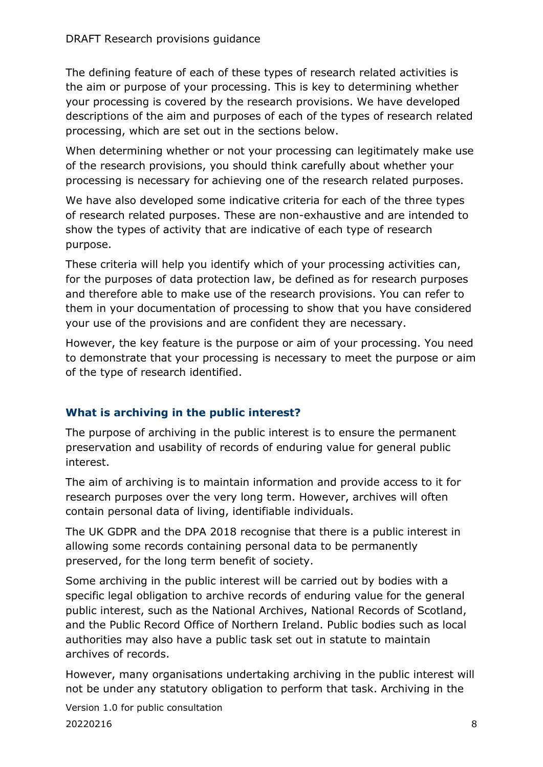The defining feature of each of these types of research related activities is the aim or purpose of your processing. This is key to determining whether your processing is covered by the research provisions. We have developed descriptions of the aim and purposes of each of the types of research related processing, which are set out in the sections below.

When determining whether or not your processing can legitimately make use of the research provisions, you should think carefully about whether your processing is necessary for achieving one of the research related purposes.

We have also developed some indicative criteria for each of the three types of research related purposes. These are non-exhaustive and are intended to show the types of activity that are indicative of each type of research purpose.

These criteria will help you identify which of your processing activities can, for the purposes of data protection law, be defined as for research purposes and therefore able to make use of the research provisions. You can refer to them in your documentation of processing to show that you have considered your use of the provisions and are confident they are necessary.

However, the key feature is the purpose or aim of your processing. You need to demonstrate that your processing is necessary to meet the purpose or aim of the type of research identified.

### What is archiving in the public interest?

The purpose of archiving in the public interest is to ensure the permanent preservation and usability of records of enduring value for general public interest.

The aim of archiving is to maintain information and provide access to it for research purposes over the very long term. However, archives will often contain personal data of living, identifiable individuals.

The UK GDPR and the DPA 2018 recognise that there is a public interest in allowing some records containing personal data to be permanently preserved, for the long term benefit of society.

Some archiving in the public interest will be carried out by bodies with a specific legal obligation to archive records of enduring value for the general public interest, such as the National Archives, National Records of Scotland, and the Public Record Office of Northern Ireland. Public bodies such as local authorities may also have a public task set out in statute to maintain archives of records.

However, many organisations undertaking archiving in the public interest will not be under any statutory obligation to perform that task. Archiving in the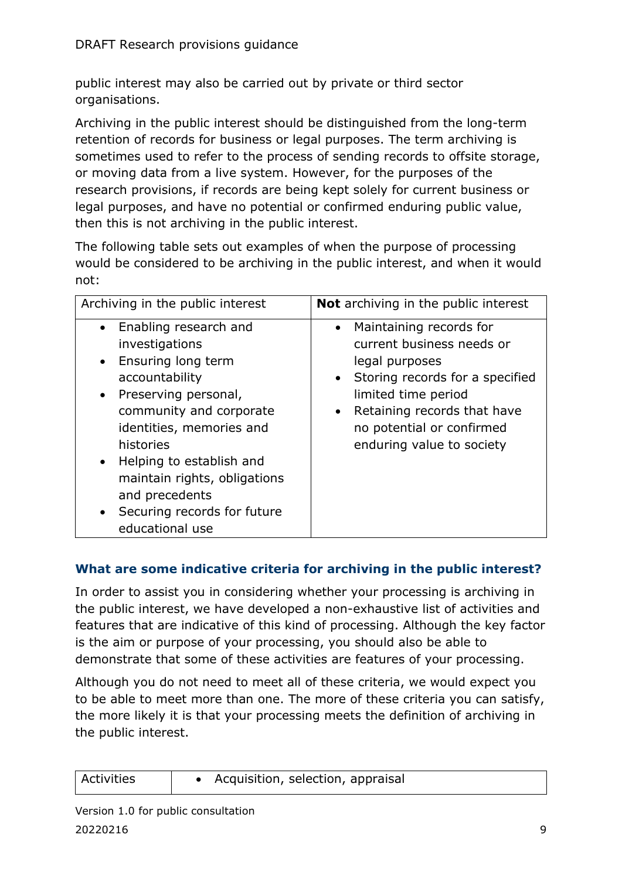public interest may also be carried out by private or third sector organisations.

Archiving in the public interest should be distinguished from the long-term retention of records for business or legal purposes. The term archiving is sometimes used to refer to the process of sending records to offsite storage, or moving data from a live system. However, for the purposes of the research provisions, if records are being kept solely for current business or legal purposes, and have no potential or confirmed enduring public value, then this is not archiving in the public interest.

The following table sets out examples of when the purpose of processing would be considered to be archiving in the public interest, and when it would not:

| Archiving in the public interest | **Not** archiving in the public interest |
|---|---|
| • Enabling research and investigations<br>• Ensuring long term accountability<br>• Preserving personal, community and corporate identities, memories and histories<br>• Helping to establish and maintain rights, obligations and precedents<br>• Securing records for future educational use | • Maintaining records for current business needs or legal purposes<br>• Storing records for a specified limited time period<br>• Retaining records that have no potential or confirmed enduring value to society |

### What are some indicative criteria for archiving in the public interest?

In order to assist you in considering whether your processing is archiving in the public interest, we have developed a non-exhaustive list of activities and features that are indicative of this kind of processing. Although the key factor is the aim or purpose of your processing, you should also be able to demonstrate that some of these activities are features of your processing.

Although you do not need to meet all of these criteria, we would expect you to be able to meet more than one. The more of these criteria you can satisfy, the more likely it is that your processing meets the definition of archiving in the public interest.

| Activities | • Acquisition, selection, appraisal |
|---|---|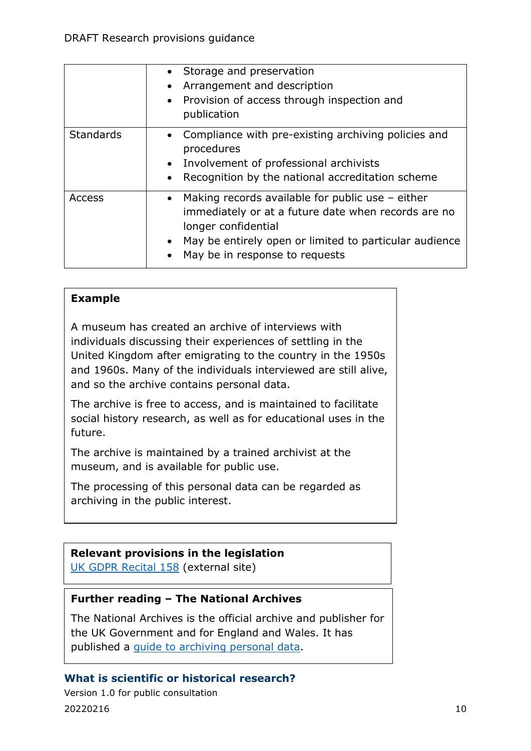| | |
|---|---|
| | • Storage and preservation<br>• Arrangement and description<br>• Provision of access through inspection and publication |
| Standards | • Compliance with pre-existing archiving policies and procedures<br>• Involvement of professional archivists<br>• Recognition by the national accreditation scheme |
| Access | • Making records available for public use – either immediately or at a future date when records are no longer confidential<br>• May be entirely open or limited to particular audience<br>• May be in response to requests |

> **Example**
>
> A museum has created an archive of interviews with individuals discussing their experiences of settling in the United Kingdom after emigrating to the country in the 1950s and 1960s. Many of the individuals interviewed are still alive, and so the archive contains personal data.
>
> The archive is free to access, and is maintained to facilitate social history research, as well as for educational uses in the future.
>
> The archive is maintained by a trained archivist at the museum, and is available for public use.
>
> The processing of this personal data can be regarded as archiving in the public interest.

> **Relevant provisions in the legislation**
> UK GDPR Recital 158 (external site)

> **Further reading – The National Archives**
>
> The National Archives is the official archive and publisher for the UK Government and for England and Wales. It has published a guide to archiving personal data.

### What is scientific or historical research?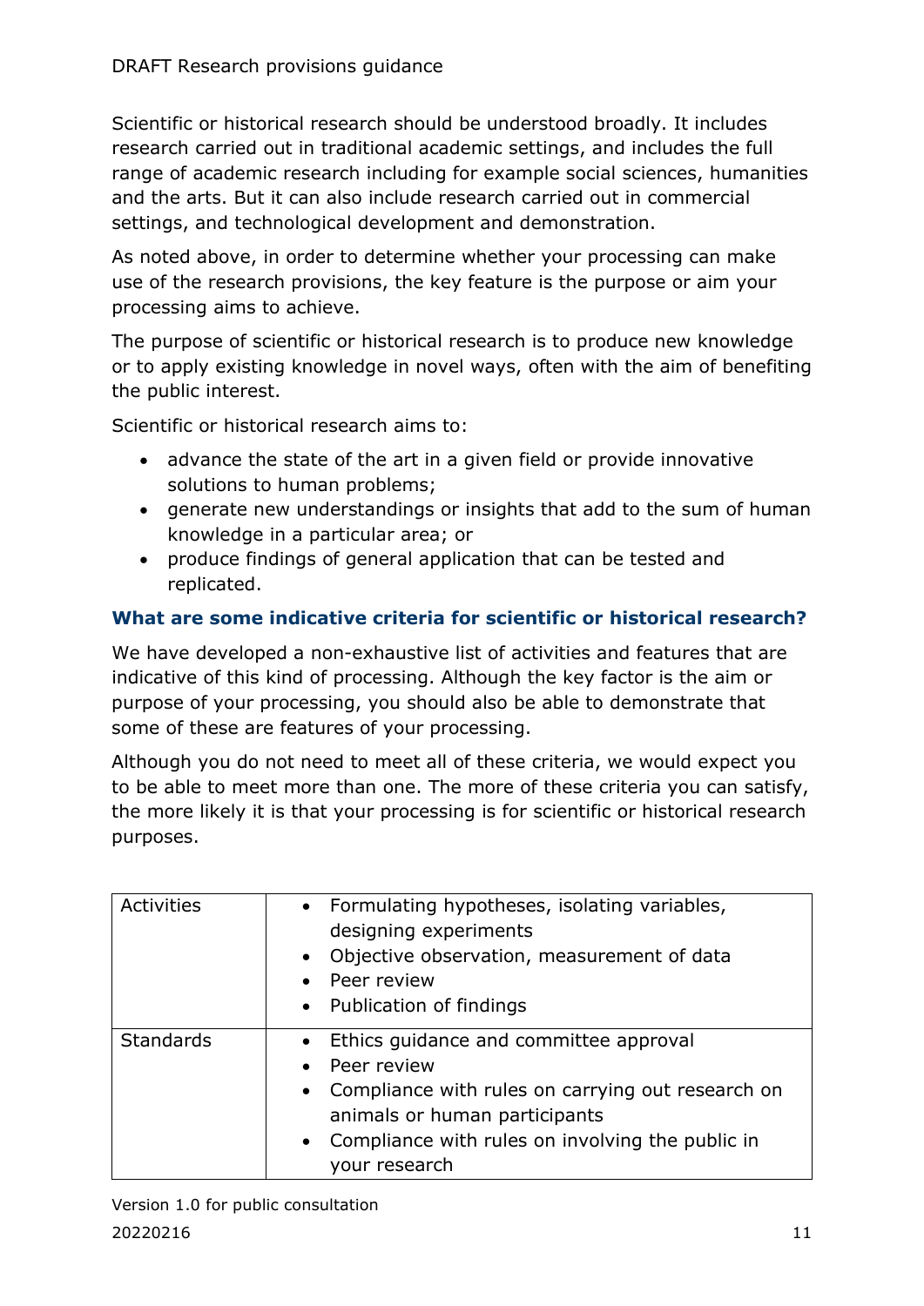Scientific or historical research should be understood broadly. It includes research carried out in traditional academic settings, and includes the full range of academic research including for example social sciences, humanities and the arts. But it can also include research carried out in commercial settings, and technological development and demonstration.

As noted above, in order to determine whether your processing can make use of the research provisions, the key feature is the purpose or aim your processing aims to achieve.

The purpose of scientific or historical research is to produce new knowledge or to apply existing knowledge in novel ways, often with the aim of benefiting the public interest.

Scientific or historical research aims to:

- advance the state of the art in a given field or provide innovative solutions to human problems;
- generate new understandings or insights that add to the sum of human knowledge in a particular area; or
- produce findings of general application that can be tested and replicated.

### What are some indicative criteria for scientific or historical research?

We have developed a non-exhaustive list of activities and features that are indicative of this kind of processing. Although the key factor is the aim or purpose of your processing, you should also be able to demonstrate that some of these are features of your processing.

Although you do not need to meet all of these criteria, we would expect you to be able to meet more than one. The more of these criteria you can satisfy, the more likely it is that your processing is for scientific or historical research purposes.

| | |
|---|---|
| Activities | • Formulating hypotheses, isolating variables, designing experiments<br>• Objective observation, measurement of data<br>• Peer review<br>• Publication of findings |
| Standards | • Ethics guidance and committee approval<br>• Peer review<br>• Compliance with rules on carrying out research on animals or human participants<br>• Compliance with rules on involving the public in your research |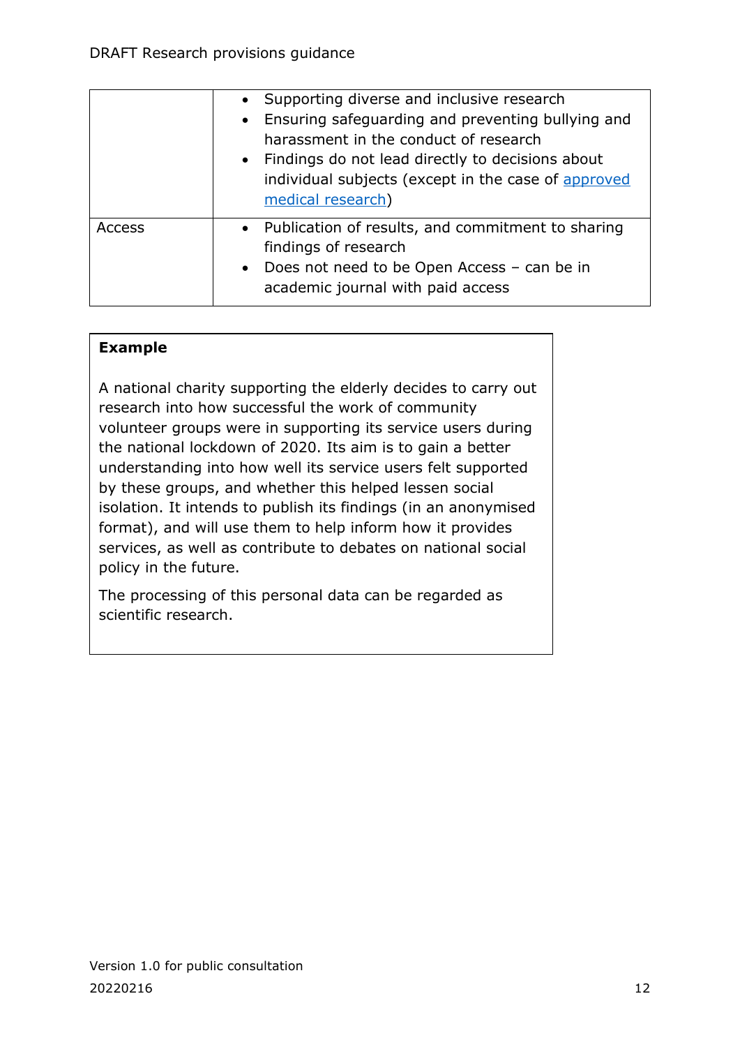| | |
|---|---|
| | • Supporting diverse and inclusive research<br>• Ensuring safeguarding and preventing bullying and harassment in the conduct of research<br>• Findings do not lead directly to decisions about individual subjects (except in the case of [approved medical research](#)) |
| Access | • Publication of results, and commitment to sharing findings of research<br>• Does not need to be Open Access – can be in academic journal with paid access |

> **Example**
>
> A national charity supporting the elderly decides to carry out research into how successful the work of community volunteer groups were in supporting its service users during the national lockdown of 2020. Its aim is to gain a better understanding into how well its service users felt supported by these groups, and whether this helped lessen social isolation. It intends to publish its findings (in an anonymised format), and will use them to help inform how it provides services, as well as contribute to debates on national social policy in the future.
>
> The processing of this personal data can be regarded as scientific research.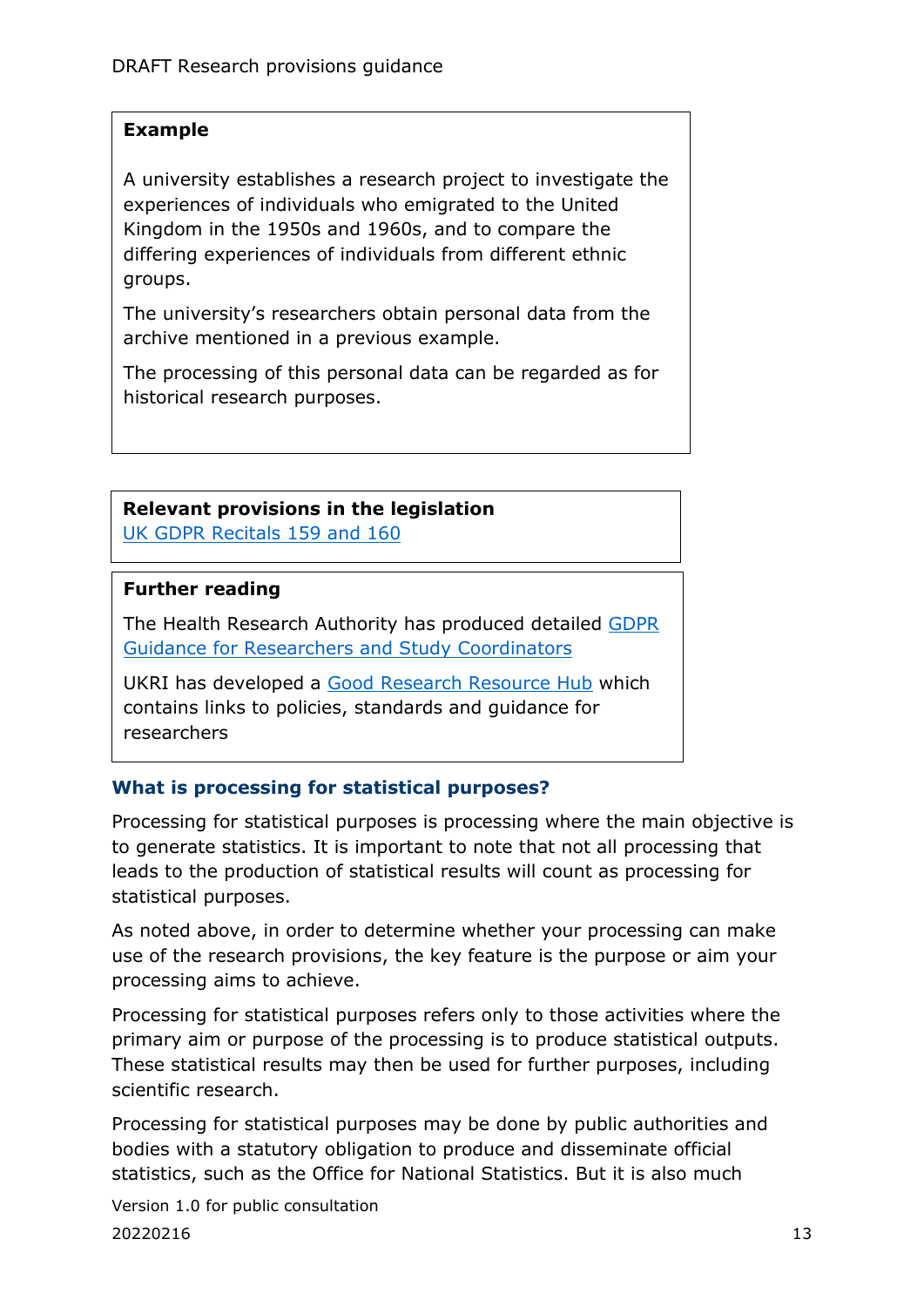**Example**

A university establishes a research project to investigate the experiences of individuals who emigrated to the United Kingdom in the 1950s and 1960s, and to compare the differing experiences of individuals from different ethnic groups.

The university's researchers obtain personal data from the archive mentioned in a previous example.

The processing of this personal data can be regarded as for historical research purposes.

**Relevant provisions in the legislation**

[UK GDPR Recitals 159 and 160]

**Further reading**

The Health Research Authority has produced detailed [GDPR Guidance for Researchers and Study Coordinators]

UKRI has developed a [Good Research Resource Hub] which contains links to policies, standards and guidance for researchers

### What is processing for statistical purposes?

Processing for statistical purposes is processing where the main objective is to generate statistics. It is important to note that not all processing that leads to the production of statistical results will count as processing for statistical purposes.

As noted above, in order to determine whether your processing can make use of the research provisions, the key feature is the purpose or aim your processing aims to achieve.

Processing for statistical purposes refers only to those activities where the primary aim or purpose of the processing is to produce statistical outputs. These statistical results may then be used for further purposes, including scientific research.

Processing for statistical purposes may be done by public authorities and bodies with a statutory obligation to produce and disseminate official statistics, such as the Office for National Statistics. But it is also much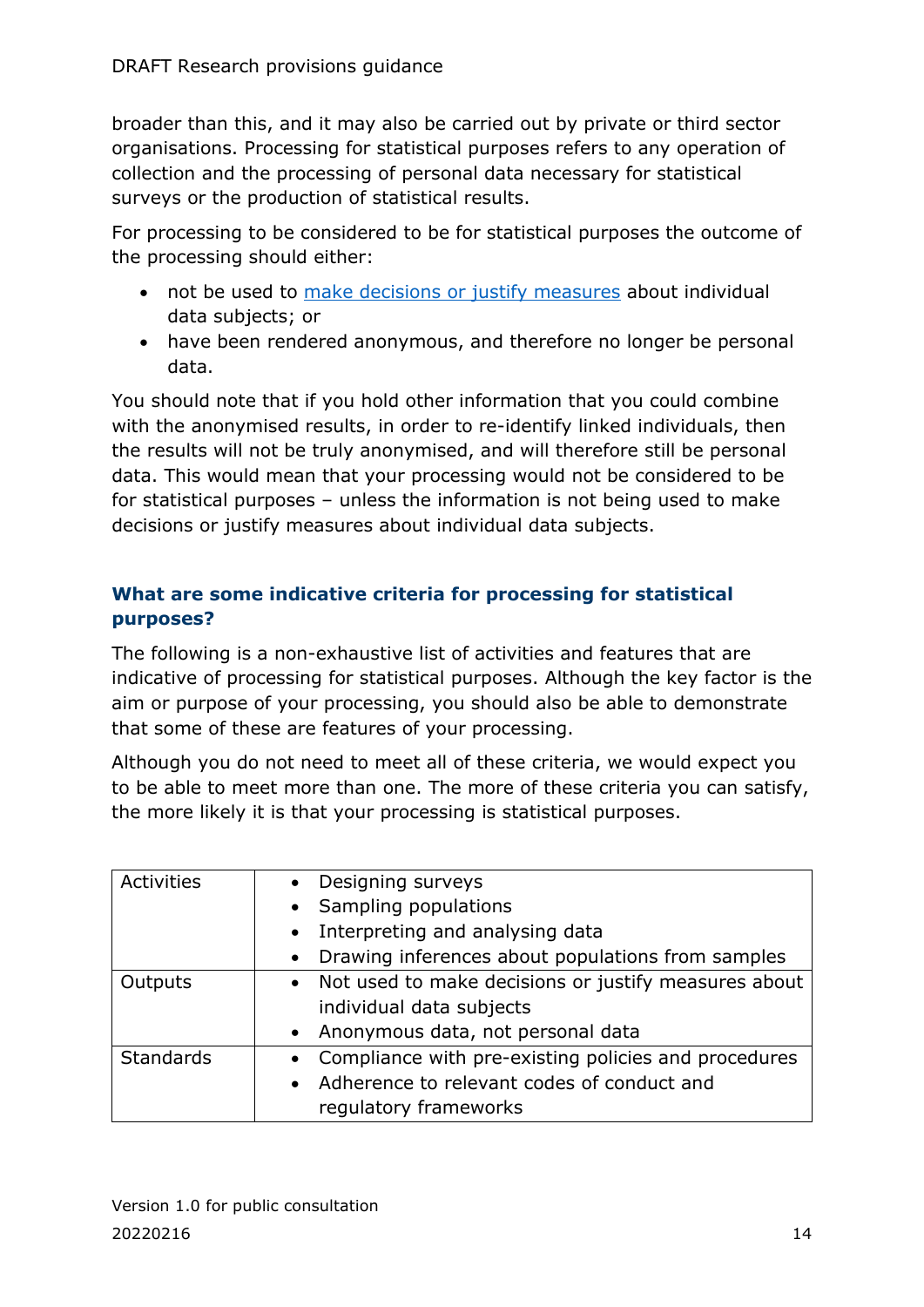broader than this, and it may also be carried out by private or third sector organisations. Processing for statistical purposes refers to any operation of collection and the processing of personal data necessary for statistical surveys or the production of statistical results.

For processing to be considered to be for statistical purposes the outcome of the processing should either:

- not be used to [make decisions or justify measures] about individual data subjects; or
- have been rendered anonymous, and therefore no longer be personal data.

You should note that if you hold other information that you could combine with the anonymised results, in order to re-identify linked individuals, then the results will not be truly anonymised, and will therefore still be personal data. This would mean that your processing would not be considered to be for statistical purposes – unless the information is not being used to make decisions or justify measures about individual data subjects.

### What are some indicative criteria for processing for statistical purposes?

The following is a non-exhaustive list of activities and features that are indicative of processing for statistical purposes. Although the key factor is the aim or purpose of your processing, you should also be able to demonstrate that some of these are features of your processing.

Although you do not need to meet all of these criteria, we would expect you to be able to meet more than one. The more of these criteria you can satisfy, the more likely it is that your processing is statistical purposes.

| | |
|---|---|
| Activities | • Designing surveys<br>• Sampling populations<br>• Interpreting and analysing data<br>• Drawing inferences about populations from samples |
| Outputs | • Not used to make decisions or justify measures about individual data subjects<br>• Anonymous data, not personal data |
| Standards | • Compliance with pre-existing policies and procedures<br>• Adherence to relevant codes of conduct and regulatory frameworks |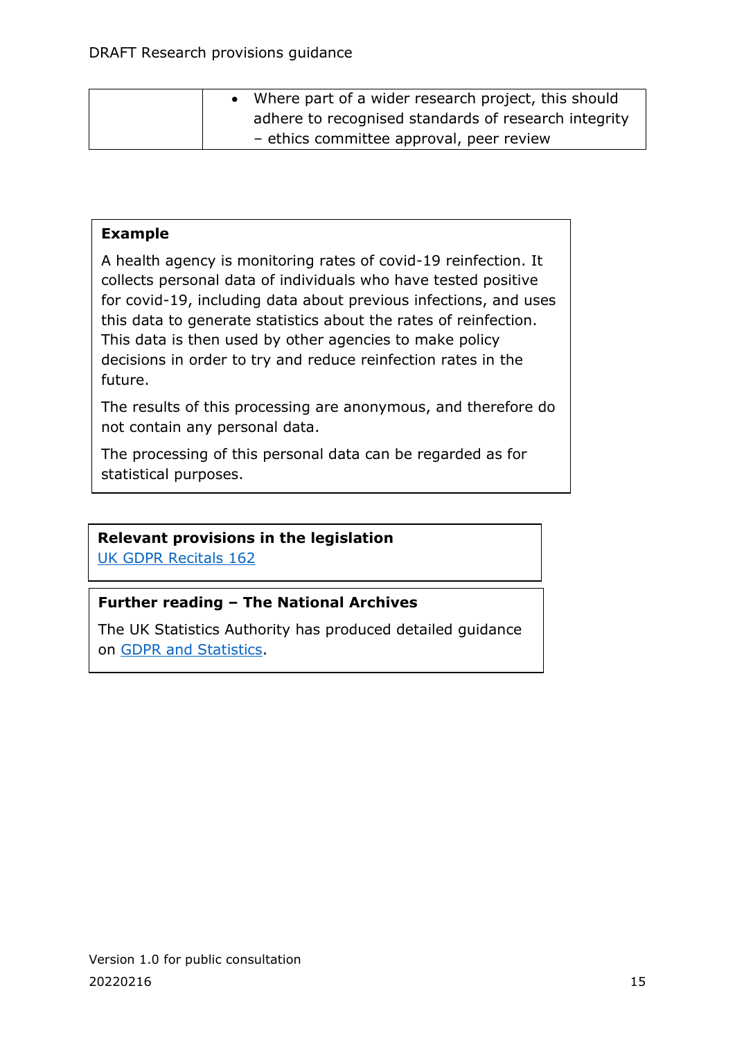| | • Where part of a wider research project, this should adhere to recognised standards of research integrity – ethics committee approval, peer review |
|---|---|

**Example**

A health agency is monitoring rates of covid-19 reinfection. It collects personal data of individuals who have tested positive for covid-19, including data about previous infections, and uses this data to generate statistics about the rates of reinfection. This data is then used by other agencies to make policy decisions in order to try and reduce reinfection rates in the future.

The results of this processing are anonymous, and therefore do not contain any personal data.

The processing of this personal data can be regarded as for statistical purposes.

**Relevant provisions in the legislation**

UK GDPR Recitals 162

**Further reading – The National Archives**

The UK Statistics Authority has produced detailed guidance on GDPR and Statistics.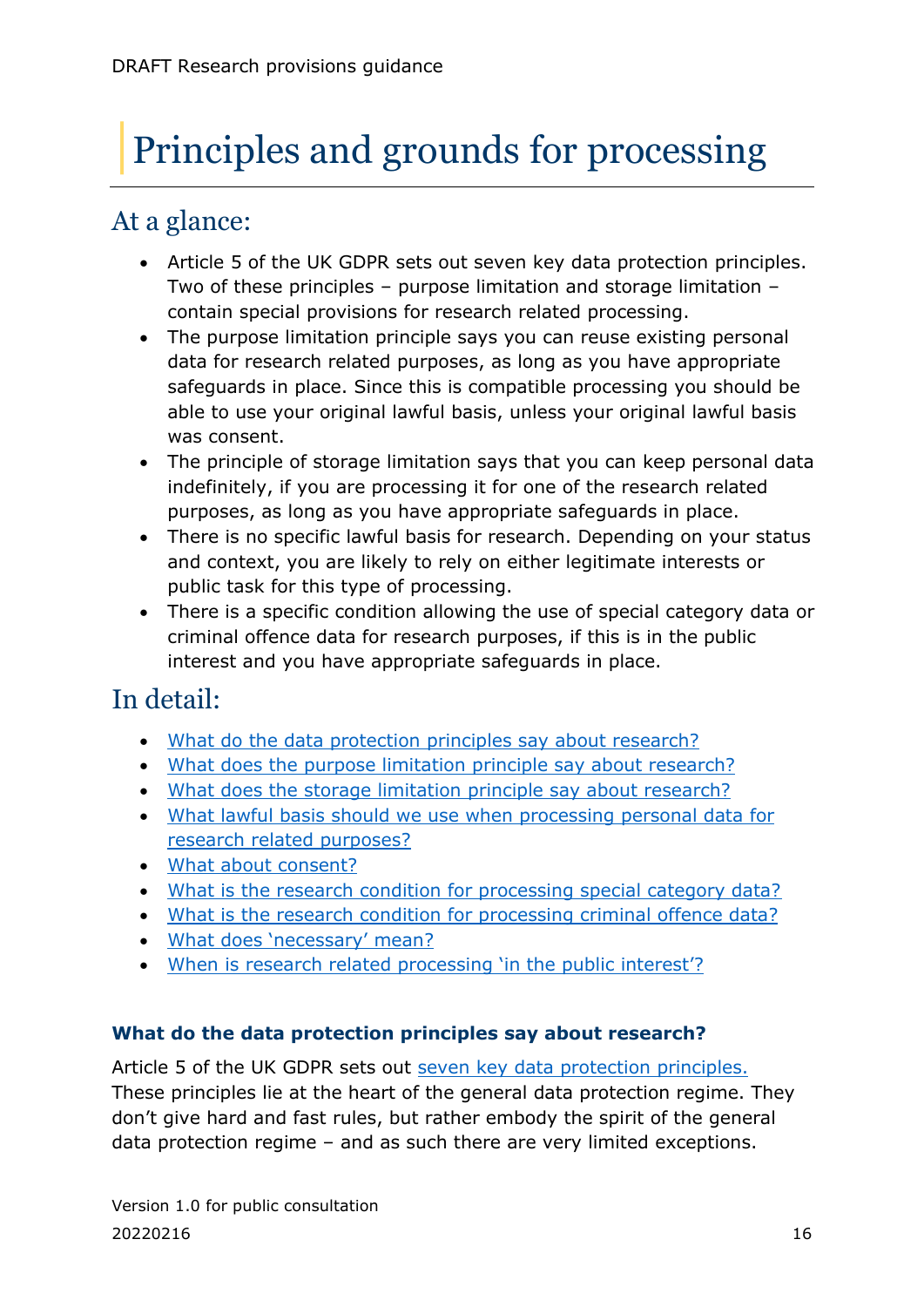# Principles and grounds for processing

## At a glance:

- Article 5 of the UK GDPR sets out seven key data protection principles. Two of these principles – purpose limitation and storage limitation – contain special provisions for research related processing.
- The purpose limitation principle says you can reuse existing personal data for research related purposes, as long as you have appropriate safeguards in place. Since this is compatible processing you should be able to use your original lawful basis, unless your original lawful basis was consent.
- The principle of storage limitation says that you can keep personal data indefinitely, if you are processing it for one of the research related purposes, as long as you have appropriate safeguards in place.
- There is no specific lawful basis for research. Depending on your status and context, you are likely to rely on either legitimate interests or public task for this type of processing.
- There is a specific condition allowing the use of special category data or criminal offence data for research purposes, if this is in the public interest and you have appropriate safeguards in place.

## In detail:

- What do the data protection principles say about research?
- What does the purpose limitation principle say about research?
- What does the storage limitation principle say about research?
- What lawful basis should we use when processing personal data for research related purposes?
- What about consent?
- What is the research condition for processing special category data?
- What is the research condition for processing criminal offence data?
- What does 'necessary' mean?
- When is research related processing 'in the public interest'?

### What do the data protection principles say about research?

Article 5 of the UK GDPR sets out seven key data protection principles. These principles lie at the heart of the general data protection regime. They don't give hard and fast rules, but rather embody the spirit of the general data protection regime – and as such there are very limited exceptions.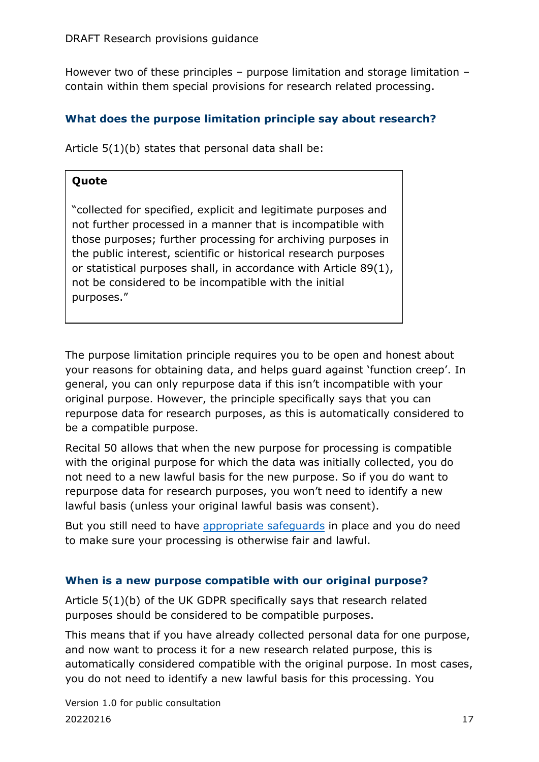However two of these principles – purpose limitation and storage limitation – contain within them special provisions for research related processing.

### What does the purpose limitation principle say about research?

Article 5(1)(b) states that personal data shall be:

> **Quote**
>
> "collected for specified, explicit and legitimate purposes and not further processed in a manner that is incompatible with those purposes; further processing for archiving purposes in the public interest, scientific or historical research purposes or statistical purposes shall, in accordance with Article 89(1), not be considered to be incompatible with the initial purposes."

The purpose limitation principle requires you to be open and honest about your reasons for obtaining data, and helps guard against 'function creep'. In general, you can only repurpose data if this isn't incompatible with your original purpose. However, the principle specifically says that you can repurpose data for research purposes, as this is automatically considered to be a compatible purpose.

Recital 50 allows that when the new purpose for processing is compatible with the original purpose for which the data was initially collected, you do not need to a new lawful basis for the new purpose. So if you do want to repurpose data for research purposes, you won't need to identify a new lawful basis (unless your original lawful basis was consent).

But you still need to have appropriate safeguards in place and you do need to make sure your processing is otherwise fair and lawful.

### When is a new purpose compatible with our original purpose?

Article 5(1)(b) of the UK GDPR specifically says that research related purposes should be considered to be compatible purposes.

This means that if you have already collected personal data for one purpose, and now want to process it for a new research related purpose, this is automatically considered compatible with the original purpose. In most cases, you do not need to identify a new lawful basis for this processing. You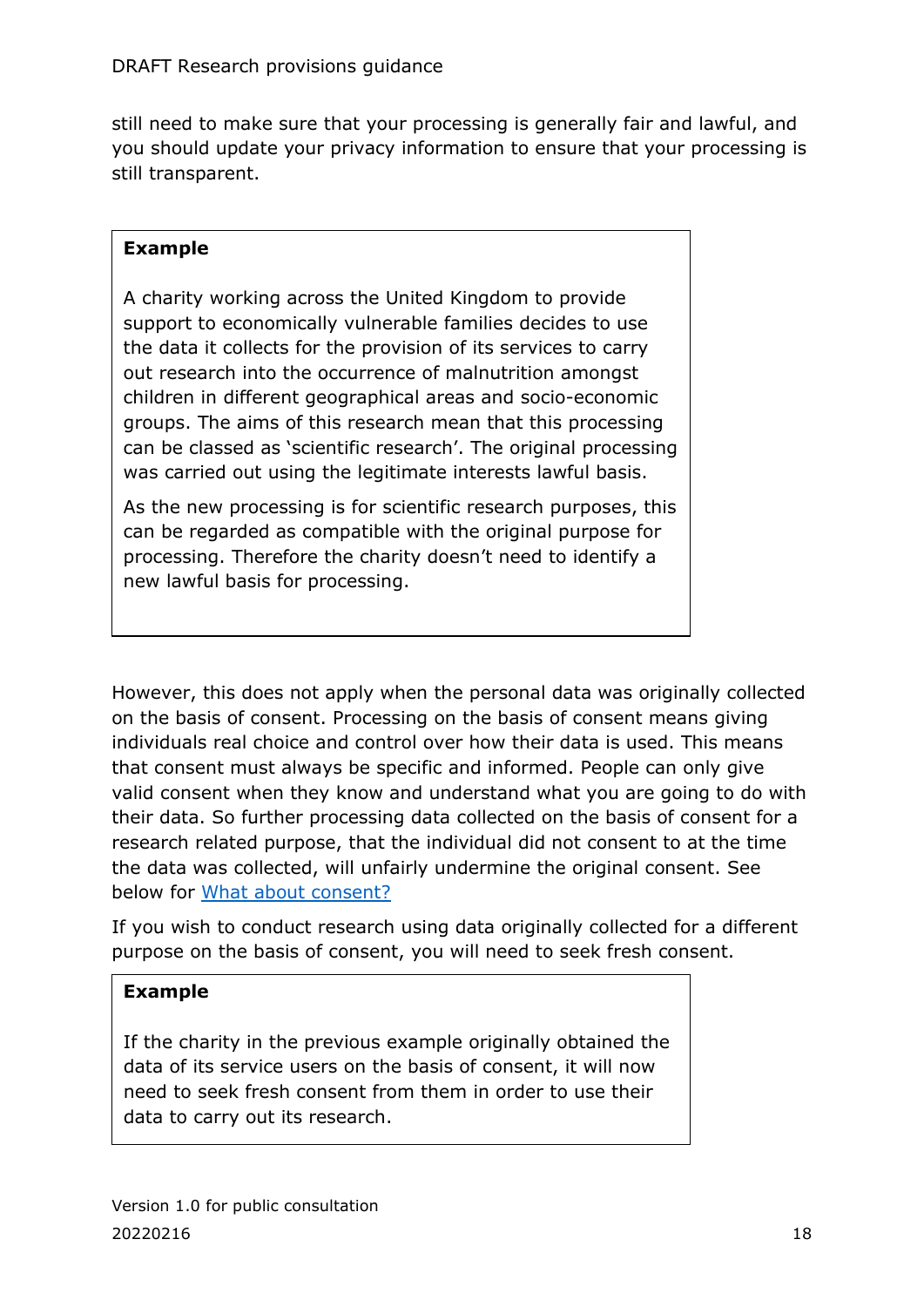still need to make sure that your processing is generally fair and lawful, and you should update your privacy information to ensure that your processing is still transparent.

> **Example**
>
> A charity working across the United Kingdom to provide support to economically vulnerable families decides to use the data it collects for the provision of its services to carry out research into the occurrence of malnutrition amongst children in different geographical areas and socio-economic groups. The aims of this research mean that this processing can be classed as 'scientific research'. The original processing was carried out using the legitimate interests lawful basis.
>
> As the new processing is for scientific research purposes, this can be regarded as compatible with the original purpose for processing. Therefore the charity doesn't need to identify a new lawful basis for processing.

However, this does not apply when the personal data was originally collected on the basis of consent. Processing on the basis of consent means giving individuals real choice and control over how their data is used. This means that consent must always be specific and informed. People can only give valid consent when they know and understand what you are going to do with their data. So further processing data collected on the basis of consent for a research related purpose, that the individual did not consent to at the time the data was collected, will unfairly undermine the original consent. See below for [What about consent?]

If you wish to conduct research using data originally collected for a different purpose on the basis of consent, you will need to seek fresh consent.

> **Example**
>
> If the charity in the previous example originally obtained the data of its service users on the basis of consent, it will now need to seek fresh consent from them in order to use their data to carry out its research.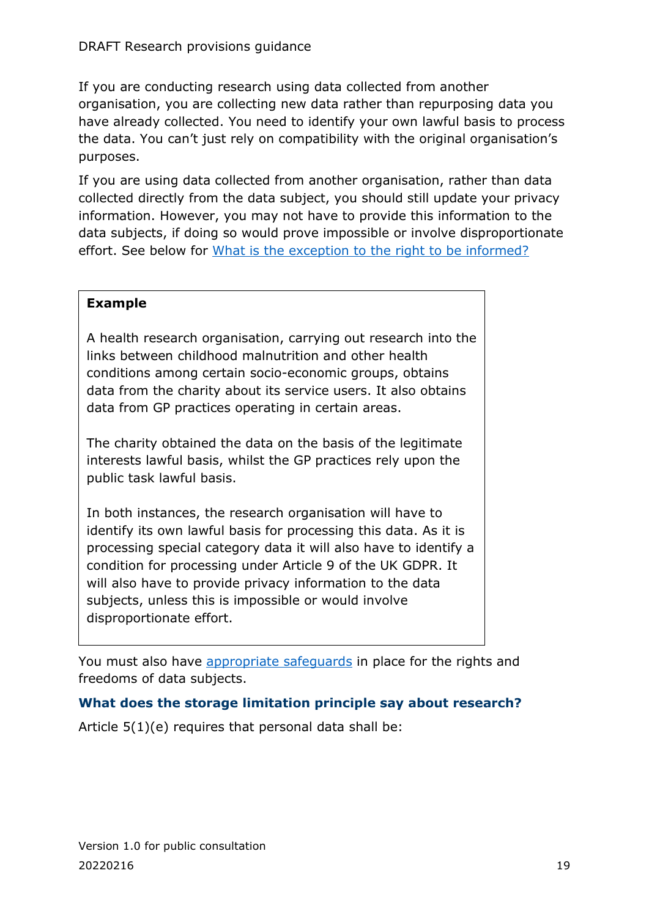If you are conducting research using data collected from another organisation, you are collecting new data rather than repurposing data you have already collected. You need to identify your own lawful basis to process the data. You can't just rely on compatibility with the original organisation's purposes.

If you are using data collected from another organisation, rather than data collected directly from the data subject, you should still update your privacy information. However, you may not have to provide this information to the data subjects, if doing so would prove impossible or involve disproportionate effort. See below for [What is the exception to the right to be informed?]()

> **Example**
>
> A health research organisation, carrying out research into the links between childhood malnutrition and other health conditions among certain socio-economic groups, obtains data from the charity about its service users. It also obtains data from GP practices operating in certain areas.
>
> The charity obtained the data on the basis of the legitimate interests lawful basis, whilst the GP practices rely upon the public task lawful basis.
>
> In both instances, the research organisation will have to identify its own lawful basis for processing this data. As it is processing special category data it will also have to identify a condition for processing under Article 9 of the UK GDPR. It will also have to provide privacy information to the data subjects, unless this is impossible or would involve disproportionate effort.

You must also have [appropriate safeguards]() in place for the rights and freedoms of data subjects.

### What does the storage limitation principle say about research?

Article 5(1)(e) requires that personal data shall be: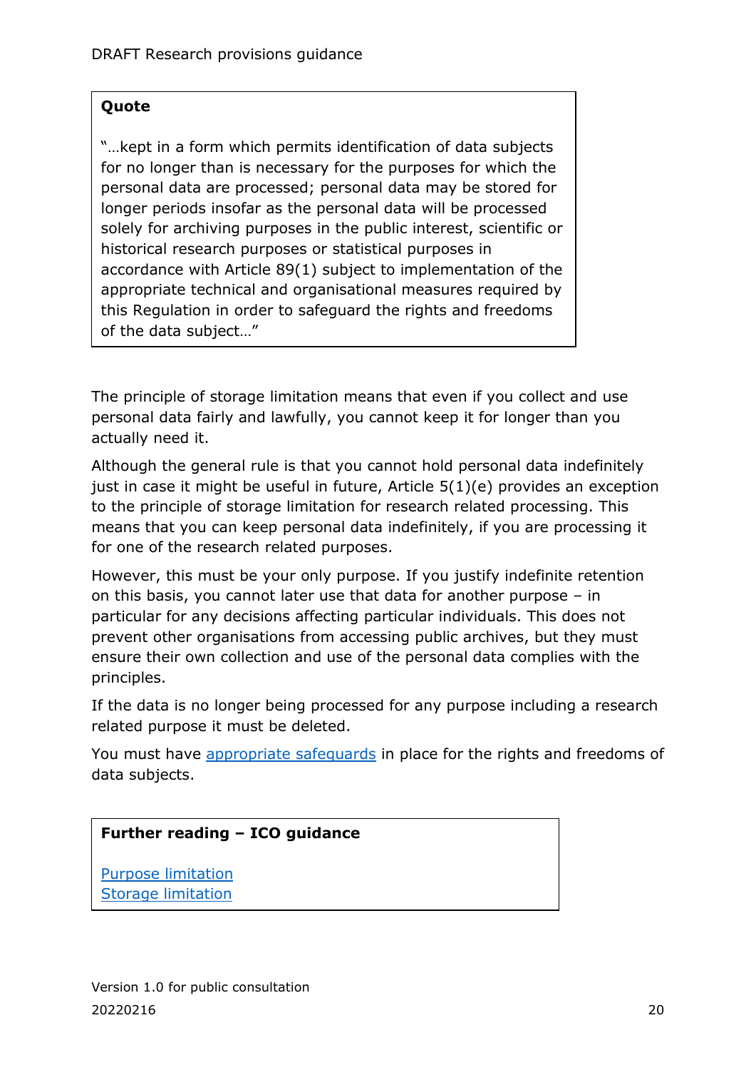**Quote**

"…kept in a form which permits identification of data subjects for no longer than is necessary for the purposes for which the personal data are processed; personal data may be stored for longer periods insofar as the personal data will be processed solely for archiving purposes in the public interest, scientific or historical research purposes or statistical purposes in accordance with Article 89(1) subject to implementation of the appropriate technical and organisational measures required by this Regulation in order to safeguard the rights and freedoms of the data subject…"

The principle of storage limitation means that even if you collect and use personal data fairly and lawfully, you cannot keep it for longer than you actually need it.

Although the general rule is that you cannot hold personal data indefinitely just in case it might be useful in future, Article 5(1)(e) provides an exception to the principle of storage limitation for research related processing. This means that you can keep personal data indefinitely, if you are processing it for one of the research related purposes.

However, this must be your only purpose. If you justify indefinite retention on this basis, you cannot later use that data for another purpose – in particular for any decisions affecting particular individuals. This does not prevent other organisations from accessing public archives, but they must ensure their own collection and use of the personal data complies with the principles.

If the data is no longer being processed for any purpose including a research related purpose it must be deleted.

You must have appropriate safeguards in place for the rights and freedoms of data subjects.

**Further reading – ICO guidance**

Purpose limitation
Storage limitation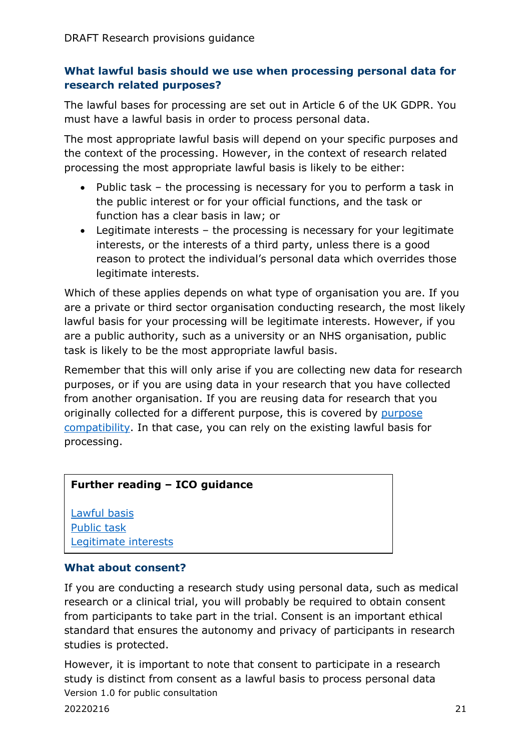### What lawful basis should we use when processing personal data for research related purposes?

The lawful bases for processing are set out in Article 6 of the UK GDPR. You must have a lawful basis in order to process personal data.

The most appropriate lawful basis will depend on your specific purposes and the context of the processing. However, in the context of research related processing the most appropriate lawful basis is likely to be either:

- Public task – the processing is necessary for you to perform a task in the public interest or for your official functions, and the task or function has a clear basis in law; or
- Legitimate interests – the processing is necessary for your legitimate interests, or the interests of a third party, unless there is a good reason to protect the individual's personal data which overrides those legitimate interests.

Which of these applies depends on what type of organisation you are. If you are a private or third sector organisation conducting research, the most likely lawful basis for your processing will be legitimate interests. However, if you are a public authority, such as a university or an NHS organisation, public task is likely to be the most appropriate lawful basis.

Remember that this will only arise if you are collecting new data for research purposes, or if you are using data in your research that you have collected from another organisation. If you are reusing data for research that you originally collected for a different purpose, this is covered by [purpose compatibility](). In that case, you can rely on the existing lawful basis for processing.

> **Further reading – ICO guidance**
>
> [Lawful basis]()
> [Public task]()
> [Legitimate interests]()

### What about consent?

If you are conducting a research study using personal data, such as medical research or a clinical trial, you will probably be required to obtain consent from participants to take part in the trial. Consent is an important ethical standard that ensures the autonomy and privacy of participants in research studies is protected.

However, it is important to note that consent to participate in a research study is distinct from consent as a lawful basis to process personal data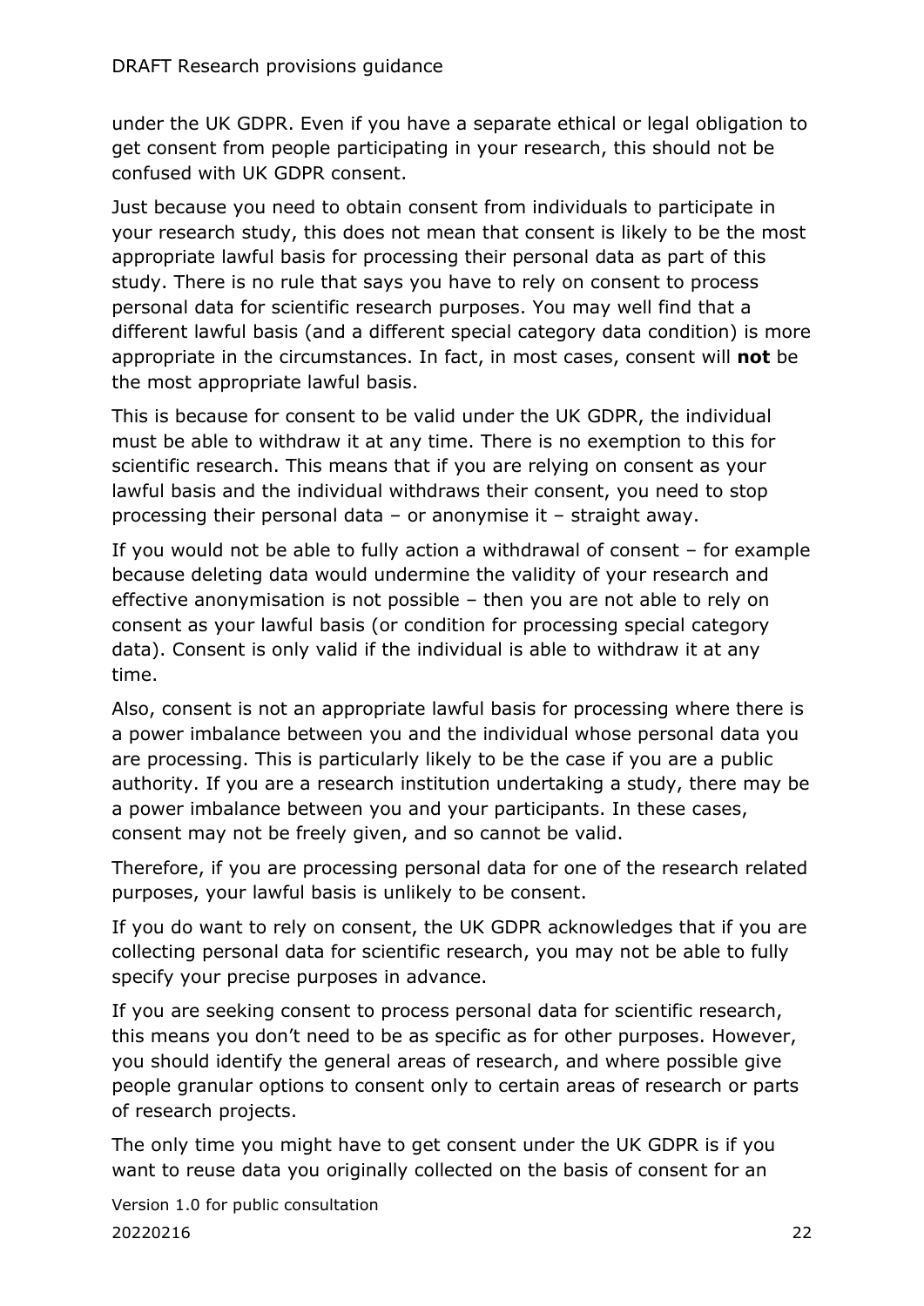under the UK GDPR. Even if you have a separate ethical or legal obligation to get consent from people participating in your research, this should not be confused with UK GDPR consent.

Just because you need to obtain consent from individuals to participate in your research study, this does not mean that consent is likely to be the most appropriate lawful basis for processing their personal data as part of this study. There is no rule that says you have to rely on consent to process personal data for scientific research purposes. You may well find that a different lawful basis (and a different special category data condition) is more appropriate in the circumstances. In fact, in most cases, consent will **not** be the most appropriate lawful basis.

This is because for consent to be valid under the UK GDPR, the individual must be able to withdraw it at any time. There is no exemption to this for scientific research. This means that if you are relying on consent as your lawful basis and the individual withdraws their consent, you need to stop processing their personal data – or anonymise it – straight away.

If you would not be able to fully action a withdrawal of consent – for example because deleting data would undermine the validity of your research and effective anonymisation is not possible – then you are not able to rely on consent as your lawful basis (or condition for processing special category data). Consent is only valid if the individual is able to withdraw it at any time.

Also, consent is not an appropriate lawful basis for processing where there is a power imbalance between you and the individual whose personal data you are processing. This is particularly likely to be the case if you are a public authority. If you are a research institution undertaking a study, there may be a power imbalance between you and your participants. In these cases, consent may not be freely given, and so cannot be valid.

Therefore, if you are processing personal data for one of the research related purposes, your lawful basis is unlikely to be consent.

If you do want to rely on consent, the UK GDPR acknowledges that if you are collecting personal data for scientific research, you may not be able to fully specify your precise purposes in advance.

If you are seeking consent to process personal data for scientific research, this means you don't need to be as specific as for other purposes. However, you should identify the general areas of research, and where possible give people granular options to consent only to certain areas of research or parts of research projects.

The only time you might have to get consent under the UK GDPR is if you want to reuse data you originally collected on the basis of consent for an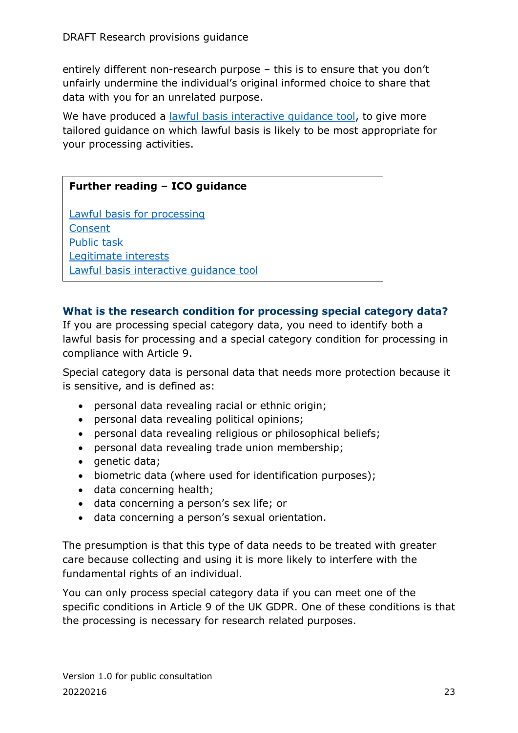entirely different non-research purpose – this is to ensure that you don't unfairly undermine the individual's original informed choice to share that data with you for an unrelated purpose.

We have produced a lawful basis interactive guidance tool, to give more tailored guidance on which lawful basis is likely to be most appropriate for your processing activities.

> **Further reading – ICO guidance**
>
> Lawful basis for processing
> Consent
> Public task
> Legitimate interests
> Lawful basis interactive guidance tool

### What is the research condition for processing special category data?

If you are processing special category data, you need to identify both a lawful basis for processing and a special category condition for processing in compliance with Article 9.

Special category data is personal data that needs more protection because it is sensitive, and is defined as:

- personal data revealing racial or ethnic origin;
- personal data revealing political opinions;
- personal data revealing religious or philosophical beliefs;
- personal data revealing trade union membership;
- genetic data;
- biometric data (where used for identification purposes);
- data concerning health;
- data concerning a person's sex life; or
- data concerning a person's sexual orientation.

The presumption is that this type of data needs to be treated with greater care because collecting and using it is more likely to interfere with the fundamental rights of an individual.

You can only process special category data if you can meet one of the specific conditions in Article 9 of the UK GDPR. One of these conditions is that the processing is necessary for research related purposes.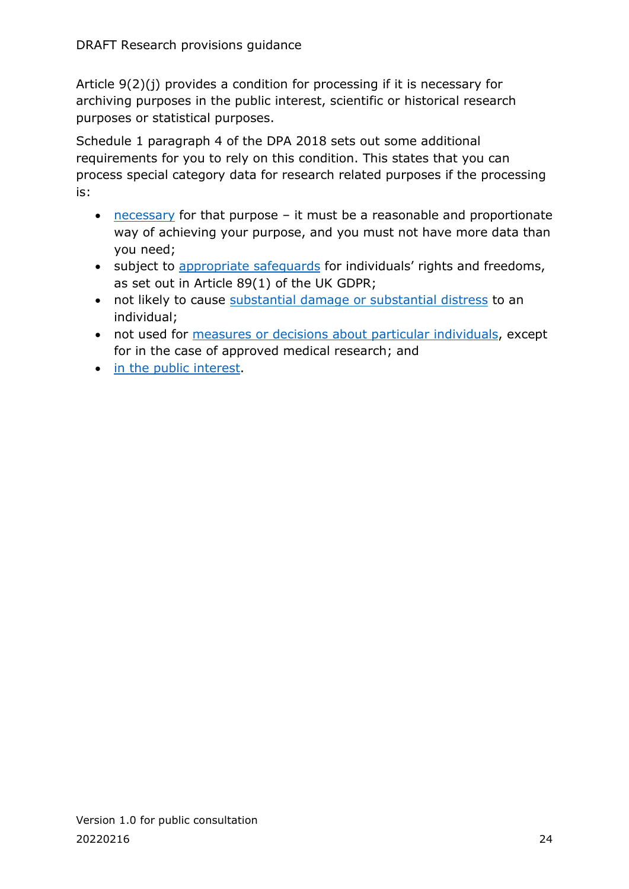Article 9(2)(j) provides a condition for processing if it is necessary for archiving purposes in the public interest, scientific or historical research purposes or statistical purposes.

Schedule 1 paragraph 4 of the DPA 2018 sets out some additional requirements for you to rely on this condition. This states that you can process special category data for research related purposes if the processing is:

- necessary for that purpose – it must be a reasonable and proportionate way of achieving your purpose, and you must not have more data than you need;
- subject to appropriate safeguards for individuals' rights and freedoms, as set out in Article 89(1) of the UK GDPR;
- not likely to cause substantial damage or substantial distress to an individual;
- not used for measures or decisions about particular individuals, except for in the case of approved medical research; and
- in the public interest.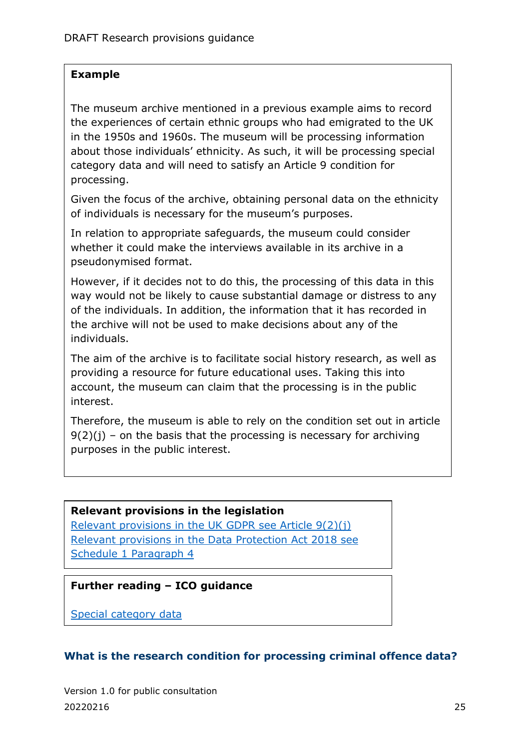**Example**

The museum archive mentioned in a previous example aims to record the experiences of certain ethnic groups who had emigrated to the UK in the 1950s and 1960s. The museum will be processing information about those individuals' ethnicity. As such, it will be processing special category data and will need to satisfy an Article 9 condition for processing.

Given the focus of the archive, obtaining personal data on the ethnicity of individuals is necessary for the museum's purposes.

In relation to appropriate safeguards, the museum could consider whether it could make the interviews available in its archive in a pseudonymised format.

However, if it decides not to do this, the processing of this data in this way would not be likely to cause substantial damage or distress to any of the individuals. In addition, the information that it has recorded in the archive will not be used to make decisions about any of the individuals.

The aim of the archive is to facilitate social history research, as well as providing a resource for future educational uses. Taking this into account, the museum can claim that the processing is in the public interest.

Therefore, the museum is able to rely on the condition set out in article 9(2)(j) – on the basis that the processing is necessary for archiving purposes in the public interest.

**Relevant provisions in the legislation**

Relevant provisions in the UK GDPR see Article 9(2)(j)
Relevant provisions in the Data Protection Act 2018 see Schedule 1 Paragraph 4

**Further reading – ICO guidance**

Special category data

### What is the research condition for processing criminal offence data?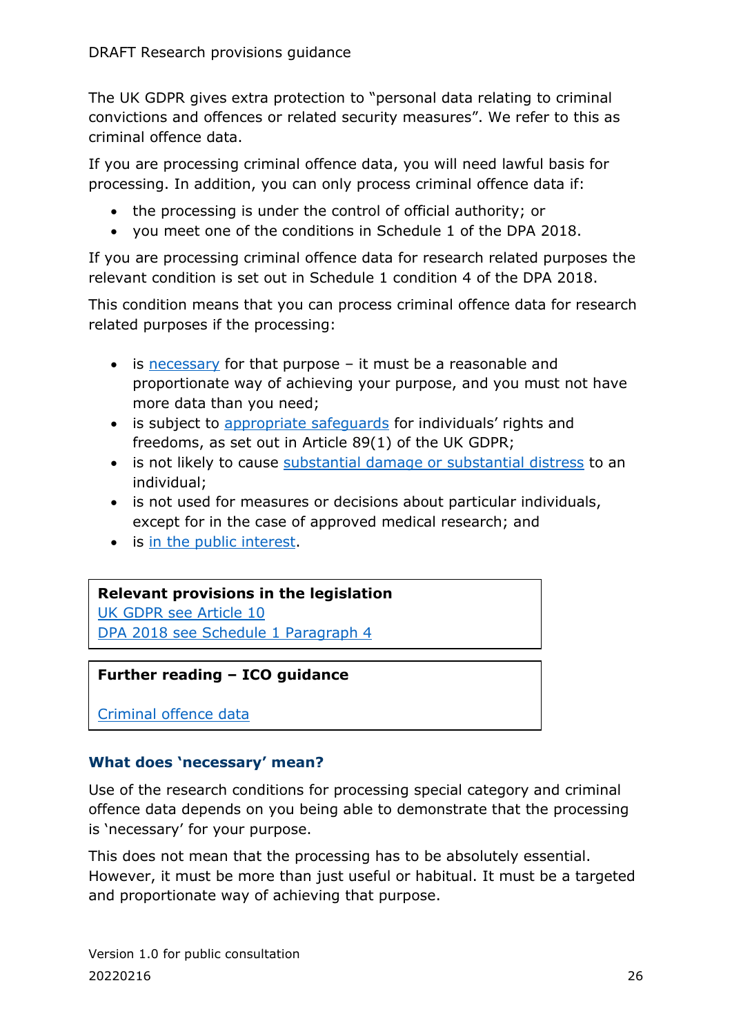The UK GDPR gives extra protection to "personal data relating to criminal convictions and offences or related security measures". We refer to this as criminal offence data.

If you are processing criminal offence data, you will need lawful basis for processing. In addition, you can only process criminal offence data if:

- the processing is under the control of official authority; or
- you meet one of the conditions in Schedule 1 of the DPA 2018.

If you are processing criminal offence data for research related purposes the relevant condition is set out in Schedule 1 condition 4 of the DPA 2018.

This condition means that you can process criminal offence data for research related purposes if the processing:

- is necessary for that purpose – it must be a reasonable and proportionate way of achieving your purpose, and you must not have more data than you need;
- is subject to appropriate safeguards for individuals' rights and freedoms, as set out in Article 89(1) of the UK GDPR;
- is not likely to cause substantial damage or substantial distress to an individual;
- is not used for measures or decisions about particular individuals, except for in the case of approved medical research; and
- is in the public interest.

> **Relevant provisions in the legislation**
> UK GDPR see Article 10
> DPA 2018 see Schedule 1 Paragraph 4

> **Further reading – ICO guidance**
>
> Criminal offence data

### What does 'necessary' mean?

Use of the research conditions for processing special category and criminal offence data depends on you being able to demonstrate that the processing is 'necessary' for your purpose.

This does not mean that the processing has to be absolutely essential. However, it must be more than just useful or habitual. It must be a targeted and proportionate way of achieving that purpose.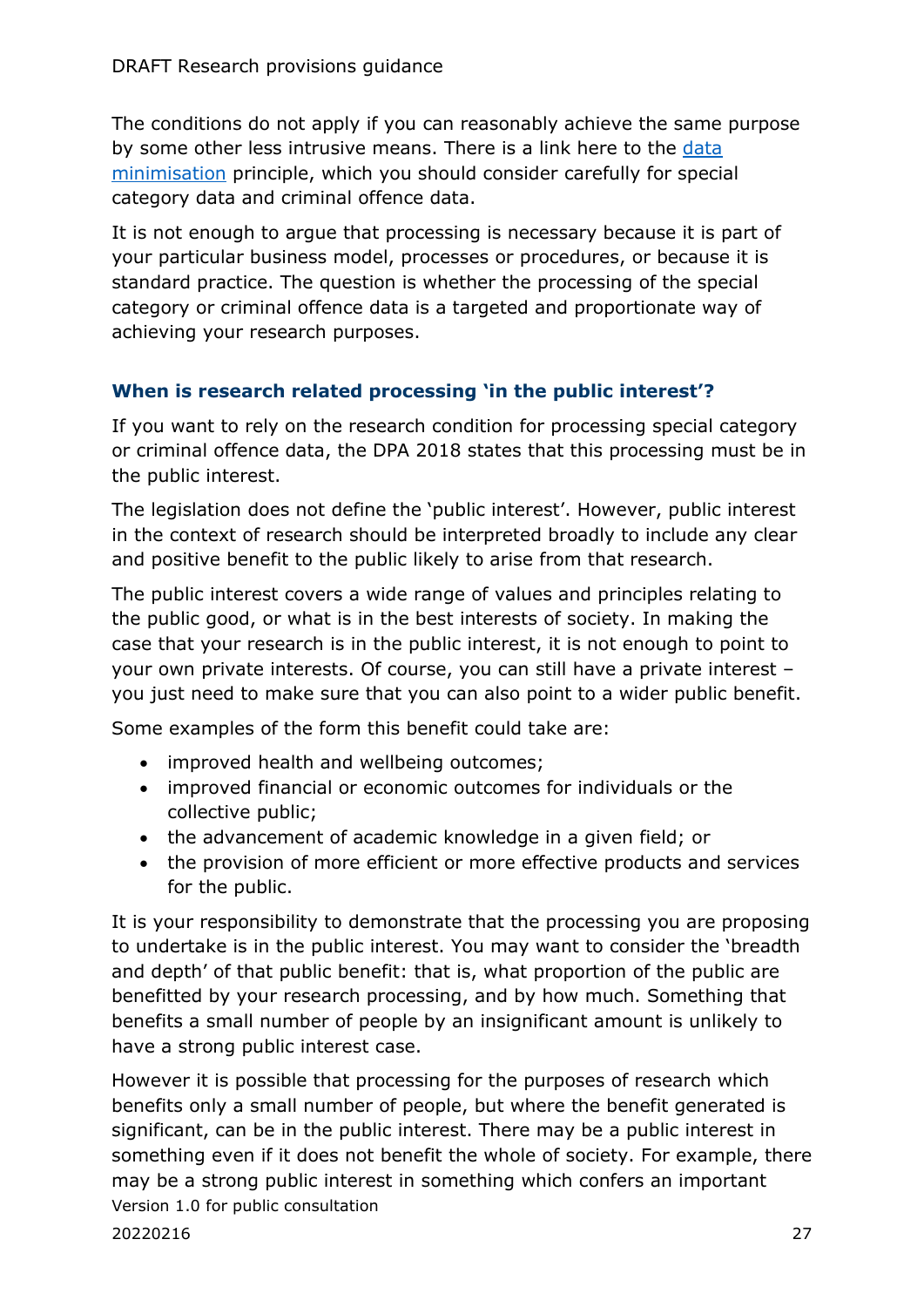The conditions do not apply if you can reasonably achieve the same purpose by some other less intrusive means. There is a link here to the [data minimisation](#) principle, which you should consider carefully for special category data and criminal offence data.

It is not enough to argue that processing is necessary because it is part of your particular business model, processes or procedures, or because it is standard practice. The question is whether the processing of the special category or criminal offence data is a targeted and proportionate way of achieving your research purposes.

### When is research related processing 'in the public interest'?

If you want to rely on the research condition for processing special category or criminal offence data, the DPA 2018 states that this processing must be in the public interest.

The legislation does not define the 'public interest'. However, public interest in the context of research should be interpreted broadly to include any clear and positive benefit to the public likely to arise from that research.

The public interest covers a wide range of values and principles relating to the public good, or what is in the best interests of society. In making the case that your research is in the public interest, it is not enough to point to your own private interests. Of course, you can still have a private interest – you just need to make sure that you can also point to a wider public benefit.

Some examples of the form this benefit could take are:

- improved health and wellbeing outcomes;
- improved financial or economic outcomes for individuals or the collective public;
- the advancement of academic knowledge in a given field; or
- the provision of more efficient or more effective products and services for the public.

It is your responsibility to demonstrate that the processing you are proposing to undertake is in the public interest. You may want to consider the 'breadth and depth' of that public benefit: that is, what proportion of the public are benefitted by your research processing, and by how much. Something that benefits a small number of people by an insignificant amount is unlikely to have a strong public interest case.

However it is possible that processing for the purposes of research which benefits only a small number of people, but where the benefit generated is significant, can be in the public interest. There may be a public interest in something even if it does not benefit the whole of society. For example, there may be a strong public interest in something which confers an important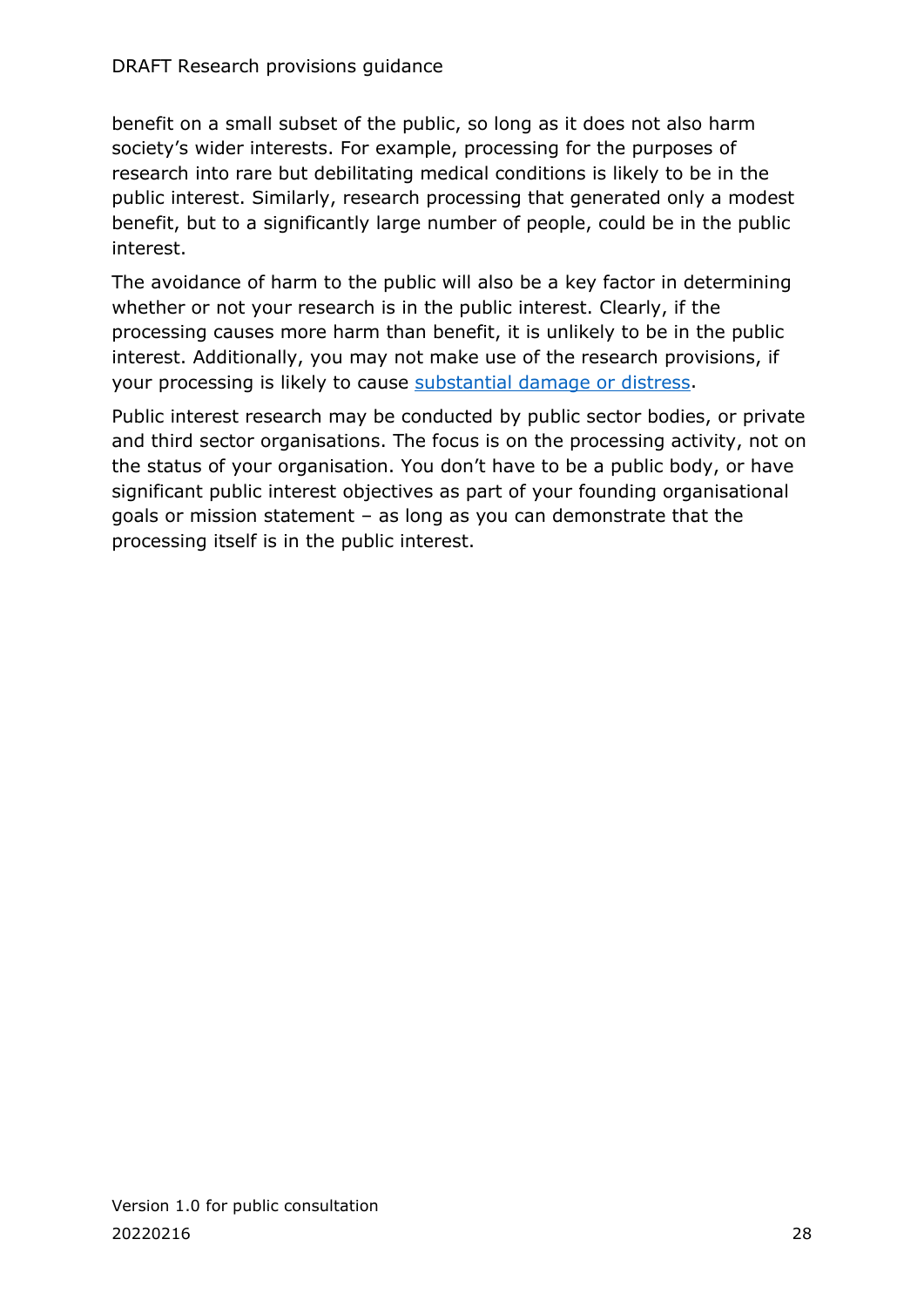benefit on a small subset of the public, so long as it does not also harm society's wider interests. For example, processing for the purposes of research into rare but debilitating medical conditions is likely to be in the public interest. Similarly, research processing that generated only a modest benefit, but to a significantly large number of people, could be in the public interest.

The avoidance of harm to the public will also be a key factor in determining whether or not your research is in the public interest. Clearly, if the processing causes more harm than benefit, it is unlikely to be in the public interest. Additionally, you may not make use of the research provisions, if your processing is likely to cause substantial damage or distress.

Public interest research may be conducted by public sector bodies, or private and third sector organisations. The focus is on the processing activity, not on the status of your organisation. You don't have to be a public body, or have significant public interest objectives as part of your founding organisational goals or mission statement – as long as you can demonstrate that the processing itself is in the public interest.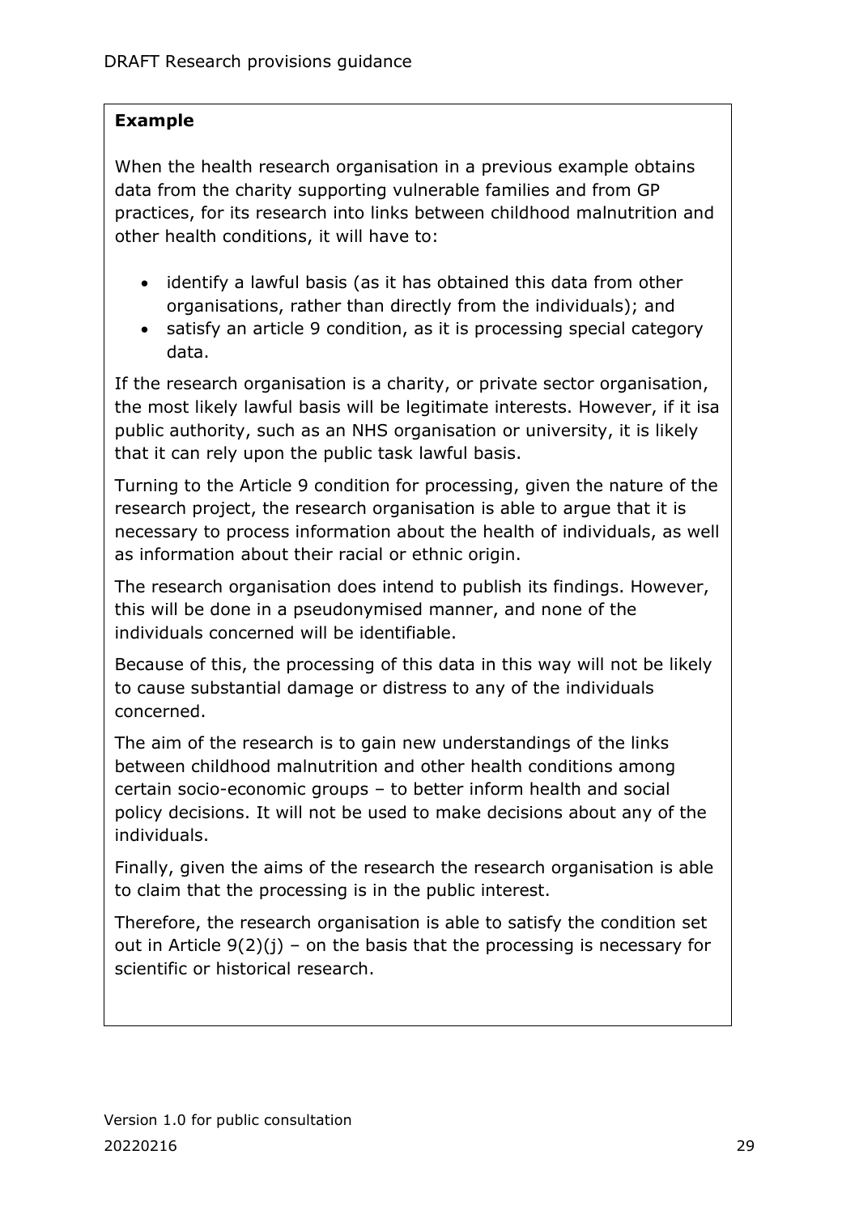**Example**

When the health research organisation in a previous example obtains data from the charity supporting vulnerable families and from GP practices, for its research into links between childhood malnutrition and other health conditions, it will have to:

- identify a lawful basis (as it has obtained this data from other organisations, rather than directly from the individuals); and
- satisfy an article 9 condition, as it is processing special category data.

If the research organisation is a charity, or private sector organisation, the most likely lawful basis will be legitimate interests. However, if it isa public authority, such as an NHS organisation or university, it is likely that it can rely upon the public task lawful basis.

Turning to the Article 9 condition for processing, given the nature of the research project, the research organisation is able to argue that it is necessary to process information about the health of individuals, as well as information about their racial or ethnic origin.

The research organisation does intend to publish its findings. However, this will be done in a pseudonymised manner, and none of the individuals concerned will be identifiable.

Because of this, the processing of this data in this way will not be likely to cause substantial damage or distress to any of the individuals concerned.

The aim of the research is to gain new understandings of the links between childhood malnutrition and other health conditions among certain socio-economic groups – to better inform health and social policy decisions. It will not be used to make decisions about any of the individuals.

Finally, given the aims of the research the research organisation is able to claim that the processing is in the public interest.

Therefore, the research organisation is able to satisfy the condition set out in Article 9(2)(j) – on the basis that the processing is necessary for scientific or historical research.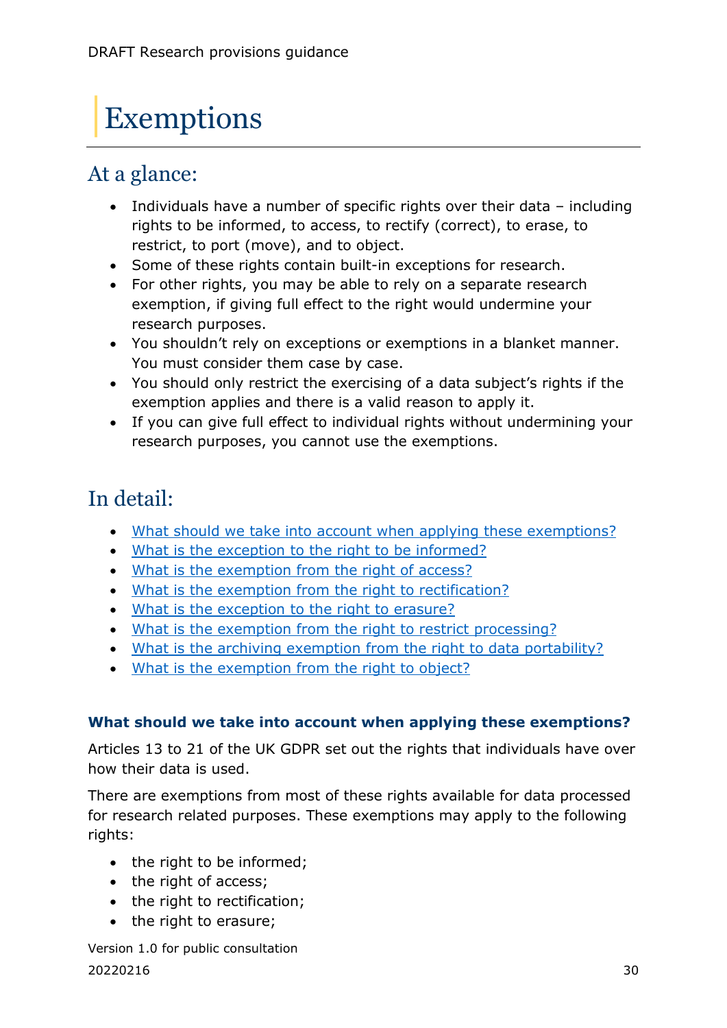# Exemptions

## At a glance:

- Individuals have a number of specific rights over their data – including rights to be informed, to access, to rectify (correct), to erase, to restrict, to port (move), and to object.
- Some of these rights contain built-in exceptions for research.
- For other rights, you may be able to rely on a separate research exemption, if giving full effect to the right would undermine your research purposes.
- You shouldn't rely on exceptions or exemptions in a blanket manner. You must consider them case by case.
- You should only restrict the exercising of a data subject's rights if the exemption applies and there is a valid reason to apply it.
- If you can give full effect to individual rights without undermining your research purposes, you cannot use the exemptions.

## In detail:

- What should we take into account when applying these exemptions?
- What is the exception to the right to be informed?
- What is the exemption from the right of access?
- What is the exemption from the right to rectification?
- What is the exception to the right to erasure?
- What is the exemption from the right to restrict processing?
- What is the archiving exemption from the right to data portability?
- What is the exemption from the right to object?

### What should we take into account when applying these exemptions?

Articles 13 to 21 of the UK GDPR set out the rights that individuals have over how their data is used.

There are exemptions from most of these rights available for data processed for research related purposes. These exemptions may apply to the following rights:

- the right to be informed;
- the right of access;
- the right to rectification;
- the right to erasure;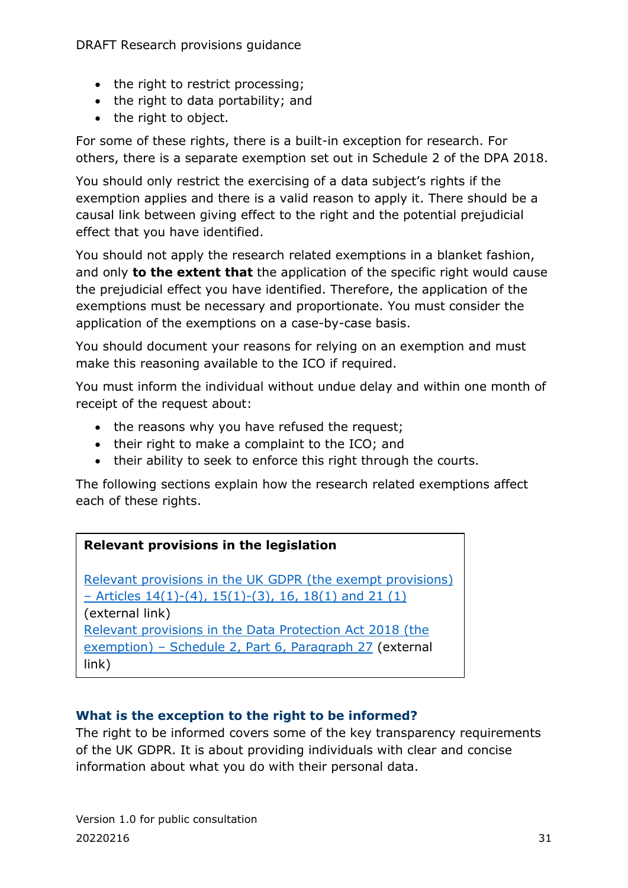- the right to restrict processing;
- the right to data portability; and
- the right to object.

For some of these rights, there is a built-in exception for research. For others, there is a separate exemption set out in Schedule 2 of the DPA 2018.

You should only restrict the exercising of a data subject's rights if the exemption applies and there is a valid reason to apply it. There should be a causal link between giving effect to the right and the potential prejudicial effect that you have identified.

You should not apply the research related exemptions in a blanket fashion, and only **to the extent that** the application of the specific right would cause the prejudicial effect you have identified. Therefore, the application of the exemptions must be necessary and proportionate. You must consider the application of the exemptions on a case-by-case basis.

You should document your reasons for relying on an exemption and must make this reasoning available to the ICO if required.

You must inform the individual without undue delay and within one month of receipt of the request about:

- the reasons why you have refused the request;
- their right to make a complaint to the ICO; and
- their ability to seek to enforce this right through the courts.

The following sections explain how the research related exemptions affect each of these rights.

> **Relevant provisions in the legislation**
>
> Relevant provisions in the UK GDPR (the exempt provisions) – Articles 14(1)-(4), 15(1)-(3), 16, 18(1) and 21 (1) (external link)
> Relevant provisions in the Data Protection Act 2018 (the exemption) – Schedule 2, Part 6, Paragraph 27 (external link)

### What is the exception to the right to be informed?

The right to be informed covers some of the key transparency requirements of the UK GDPR. It is about providing individuals with clear and concise information about what you do with their personal data.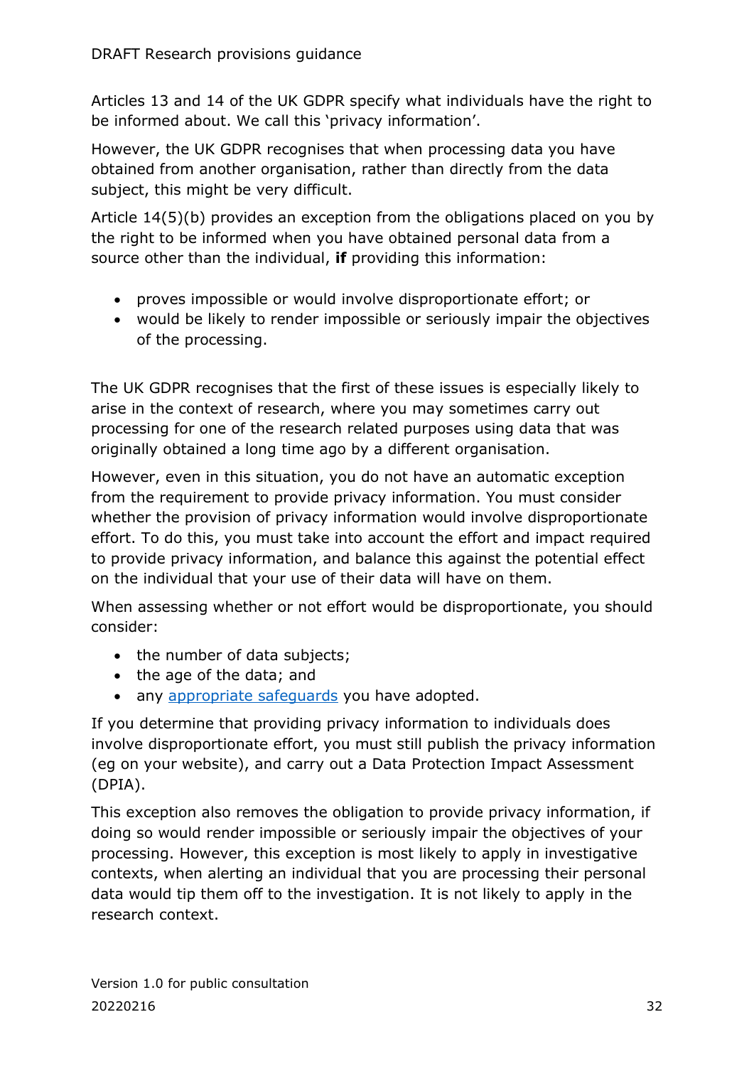Articles 13 and 14 of the UK GDPR specify what individuals have the right to be informed about. We call this 'privacy information'.

However, the UK GDPR recognises that when processing data you have obtained from another organisation, rather than directly from the data subject, this might be very difficult.

Article 14(5)(b) provides an exception from the obligations placed on you by the right to be informed when you have obtained personal data from a source other than the individual, **if** providing this information:

- proves impossible or would involve disproportionate effort; or
- would be likely to render impossible or seriously impair the objectives of the processing.

The UK GDPR recognises that the first of these issues is especially likely to arise in the context of research, where you may sometimes carry out processing for one of the research related purposes using data that was originally obtained a long time ago by a different organisation.

However, even in this situation, you do not have an automatic exception from the requirement to provide privacy information. You must consider whether the provision of privacy information would involve disproportionate effort. To do this, you must take into account the effort and impact required to provide privacy information, and balance this against the potential effect on the individual that your use of their data will have on them.

When assessing whether or not effort would be disproportionate, you should consider:

- the number of data subjects;
- the age of the data; and
- any appropriate safeguards you have adopted.

If you determine that providing privacy information to individuals does involve disproportionate effort, you must still publish the privacy information (eg on your website), and carry out a Data Protection Impact Assessment (DPIA).

This exception also removes the obligation to provide privacy information, if doing so would render impossible or seriously impair the objectives of your processing. However, this exception is most likely to apply in investigative contexts, when alerting an individual that you are processing their personal data would tip them off to the investigation. It is not likely to apply in the research context.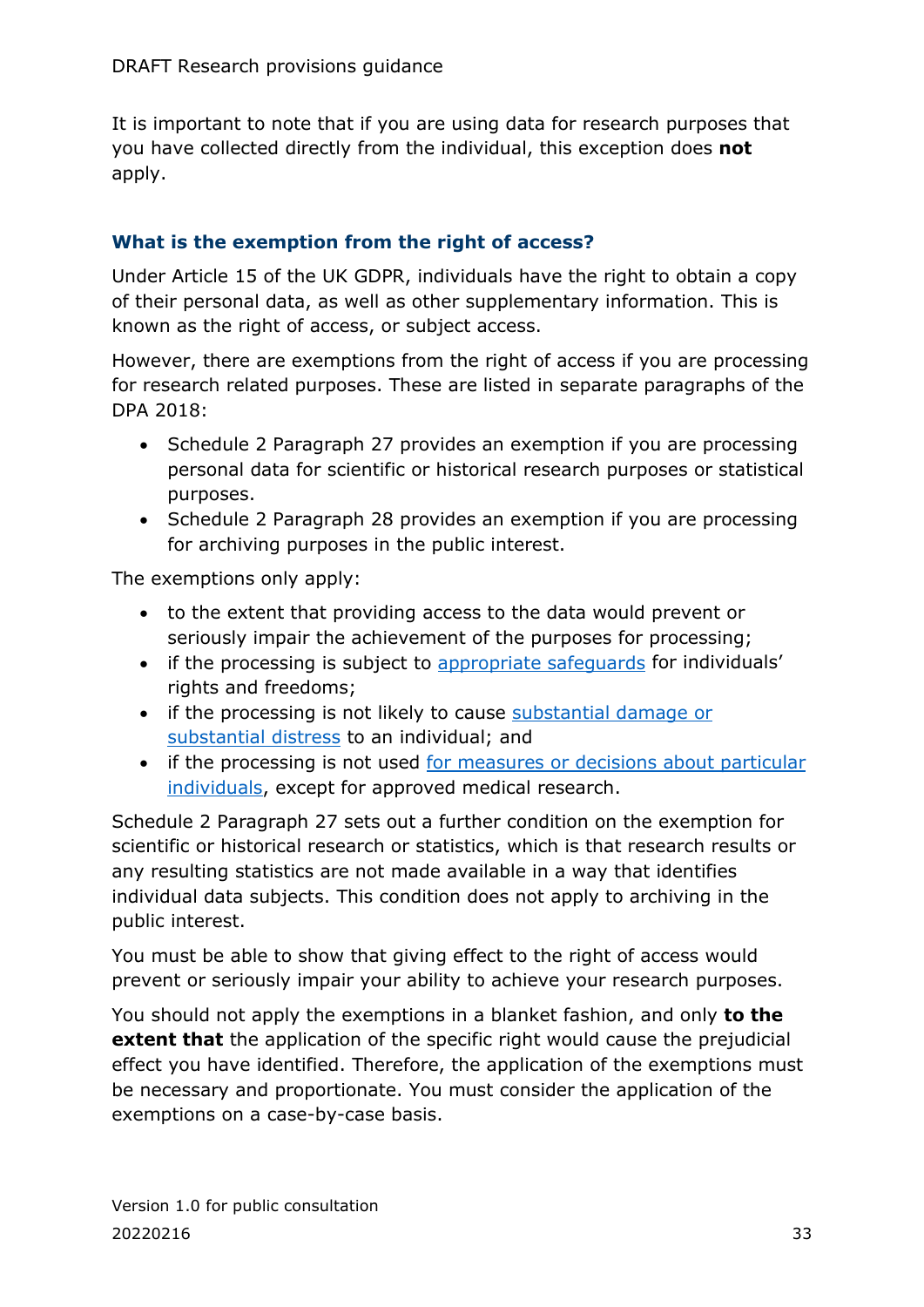It is important to note that if you are using data for research purposes that you have collected directly from the individual, this exception does **not** apply.

### What is the exemption from the right of access?

Under Article 15 of the UK GDPR, individuals have the right to obtain a copy of their personal data, as well as other supplementary information. This is known as the right of access, or subject access.

However, there are exemptions from the right of access if you are processing for research related purposes. These are listed in separate paragraphs of the DPA 2018:

- Schedule 2 Paragraph 27 provides an exemption if you are processing personal data for scientific or historical research purposes or statistical purposes.
- Schedule 2 Paragraph 28 provides an exemption if you are processing for archiving purposes in the public interest.

The exemptions only apply:

- to the extent that providing access to the data would prevent or seriously impair the achievement of the purposes for processing;
- if the processing is subject to appropriate safeguards for individuals' rights and freedoms;
- if the processing is not likely to cause substantial damage or substantial distress to an individual; and
- if the processing is not used for measures or decisions about particular individuals, except for approved medical research.

Schedule 2 Paragraph 27 sets out a further condition on the exemption for scientific or historical research or statistics, which is that research results or any resulting statistics are not made available in a way that identifies individual data subjects. This condition does not apply to archiving in the public interest.

You must be able to show that giving effect to the right of access would prevent or seriously impair your ability to achieve your research purposes.

You should not apply the exemptions in a blanket fashion, and only **to the extent that** the application of the specific right would cause the prejudicial effect you have identified. Therefore, the application of the exemptions must be necessary and proportionate. You must consider the application of the exemptions on a case-by-case basis.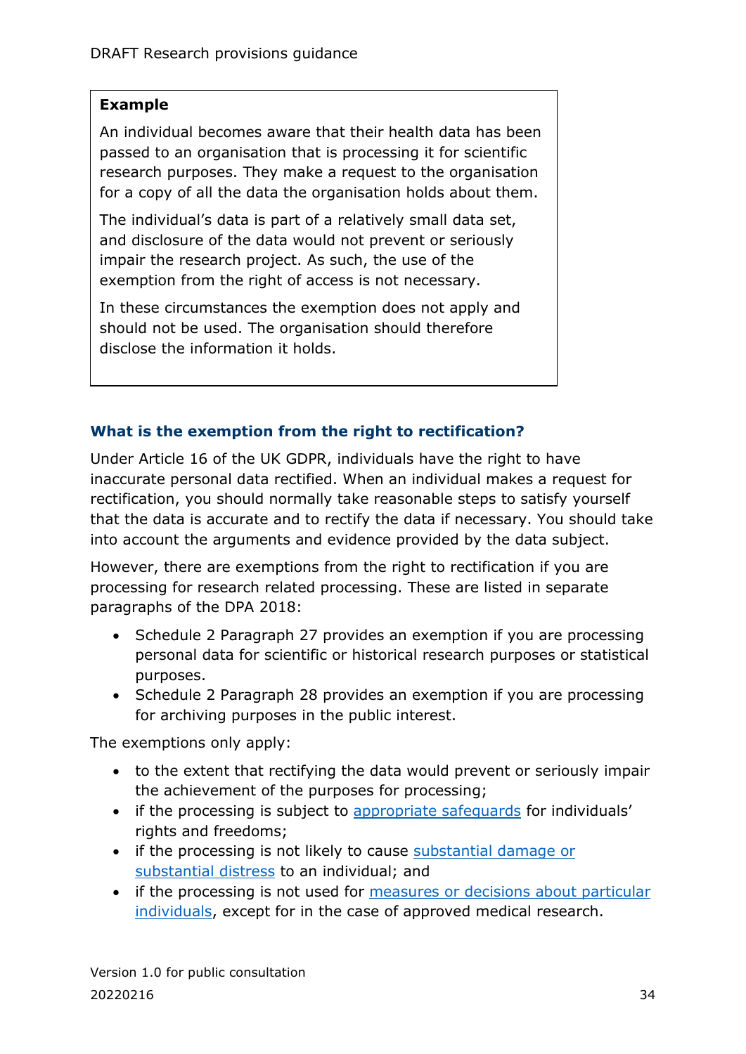**Example**

An individual becomes aware that their health data has been passed to an organisation that is processing it for scientific research purposes. They make a request to the organisation for a copy of all the data the organisation holds about them.

The individual's data is part of a relatively small data set, and disclosure of the data would not prevent or seriously impair the research project. As such, the use of the exemption from the right of access is not necessary.

In these circumstances the exemption does not apply and should not be used. The organisation should therefore disclose the information it holds.

### What is the exemption from the right to rectification?

Under Article 16 of the UK GDPR, individuals have the right to have inaccurate personal data rectified. When an individual makes a request for rectification, you should normally take reasonable steps to satisfy yourself that the data is accurate and to rectify the data if necessary. You should take into account the arguments and evidence provided by the data subject.

However, there are exemptions from the right to rectification if you are processing for research related processing. These are listed in separate paragraphs of the DPA 2018:

- Schedule 2 Paragraph 27 provides an exemption if you are processing personal data for scientific or historical research purposes or statistical purposes.
- Schedule 2 Paragraph 28 provides an exemption if you are processing for archiving purposes in the public interest.

The exemptions only apply:

- to the extent that rectifying the data would prevent or seriously impair the achievement of the purposes for processing;
- if the processing is subject to appropriate safeguards for individuals' rights and freedoms;
- if the processing is not likely to cause substantial damage or substantial distress to an individual; and
- if the processing is not used for measures or decisions about particular individuals, except for in the case of approved medical research.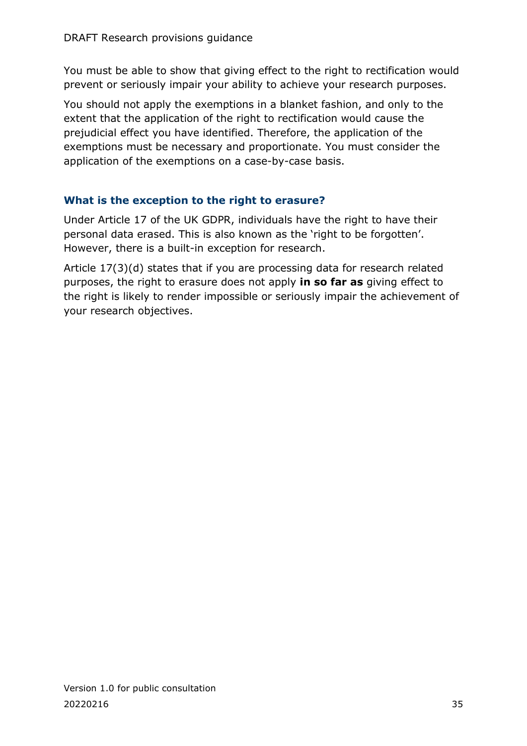You must be able to show that giving effect to the right to rectification would prevent or seriously impair your ability to achieve your research purposes.

You should not apply the exemptions in a blanket fashion, and only to the extent that the application of the right to rectification would cause the prejudicial effect you have identified. Therefore, the application of the exemptions must be necessary and proportionate. You must consider the application of the exemptions on a case-by-case basis.

### What is the exception to the right to erasure?

Under Article 17 of the UK GDPR, individuals have the right to have their personal data erased. This is also known as the 'right to be forgotten'. However, there is a built-in exception for research.

Article 17(3)(d) states that if you are processing data for research related purposes, the right to erasure does not apply **in so far as** giving effect to the right is likely to render impossible or seriously impair the achievement of your research objectives.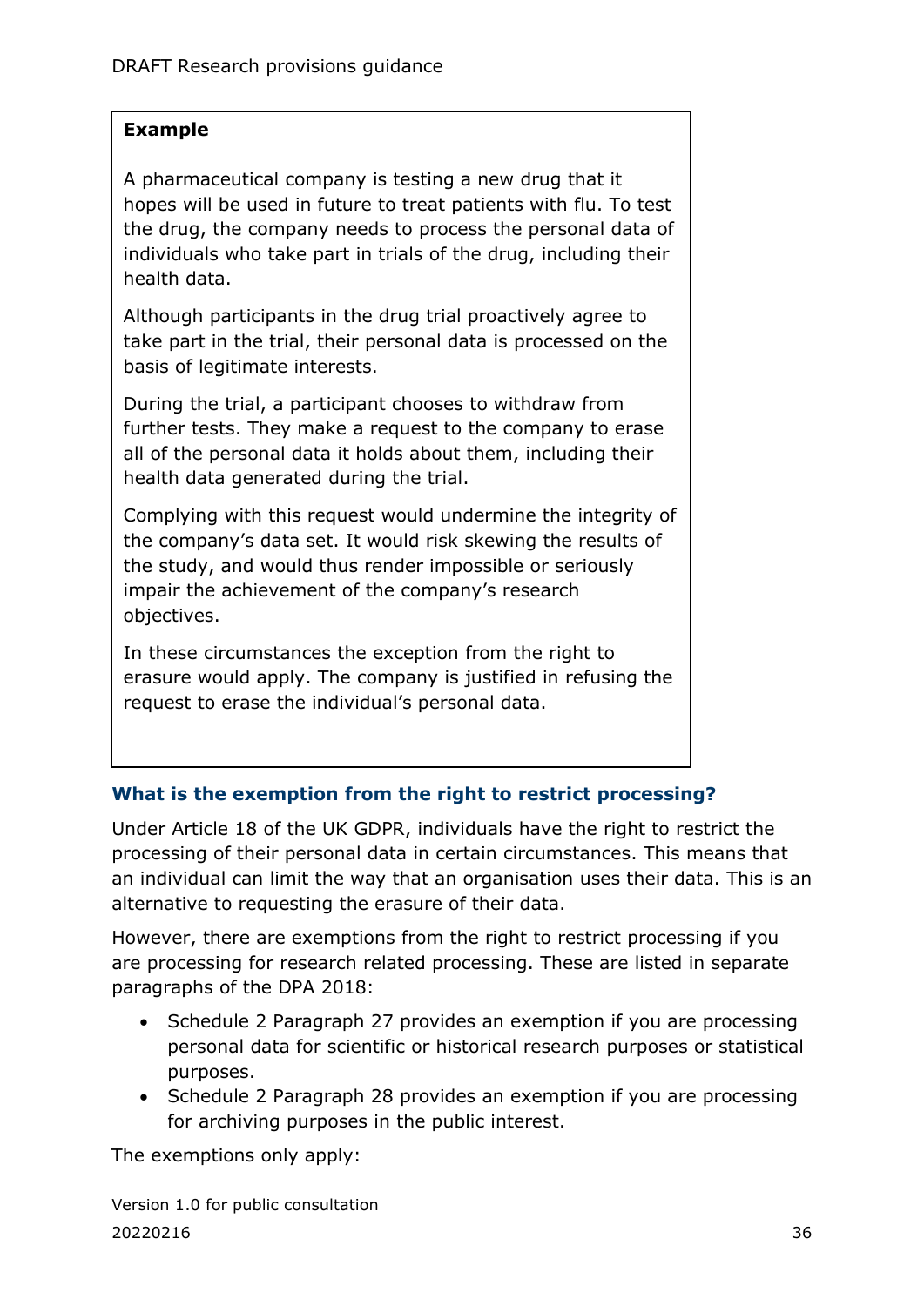**Example**

A pharmaceutical company is testing a new drug that it hopes will be used in future to treat patients with flu. To test the drug, the company needs to process the personal data of individuals who take part in trials of the drug, including their health data.

Although participants in the drug trial proactively agree to take part in the trial, their personal data is processed on the basis of legitimate interests.

During the trial, a participant chooses to withdraw from further tests. They make a request to the company to erase all of the personal data it holds about them, including their health data generated during the trial.

Complying with this request would undermine the integrity of the company's data set. It would risk skewing the results of the study, and would thus render impossible or seriously impair the achievement of the company's research objectives.

In these circumstances the exception from the right to erasure would apply. The company is justified in refusing the request to erase the individual's personal data.

### What is the exemption from the right to restrict processing?

Under Article 18 of the UK GDPR, individuals have the right to restrict the processing of their personal data in certain circumstances. This means that an individual can limit the way that an organisation uses their data. This is an alternative to requesting the erasure of their data.

However, there are exemptions from the right to restrict processing if you are processing for research related processing. These are listed in separate paragraphs of the DPA 2018:

- Schedule 2 Paragraph 27 provides an exemption if you are processing personal data for scientific or historical research purposes or statistical purposes.
- Schedule 2 Paragraph 28 provides an exemption if you are processing for archiving purposes in the public interest.

The exemptions only apply: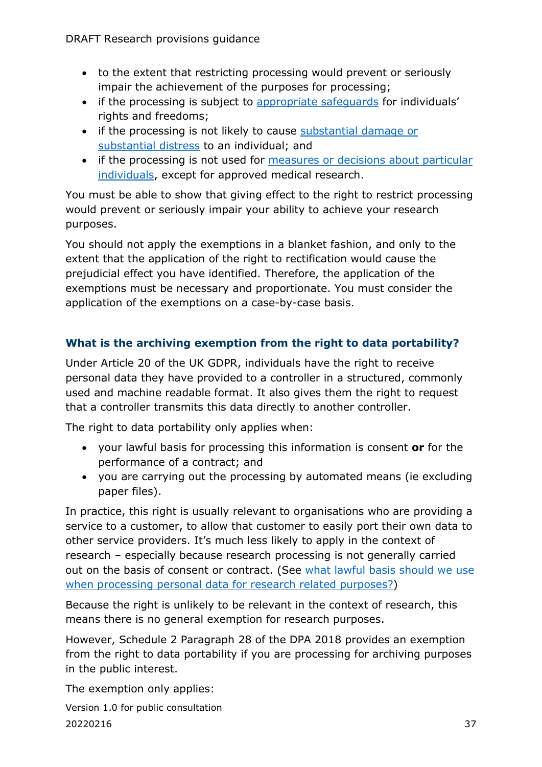- to the extent that restricting processing would prevent or seriously impair the achievement of the purposes for processing;
- if the processing is subject to appropriate safeguards for individuals' rights and freedoms;
- if the processing is not likely to cause substantial damage or substantial distress to an individual; and
- if the processing is not used for measures or decisions about particular individuals, except for approved medical research.

You must be able to show that giving effect to the right to restrict processing would prevent or seriously impair your ability to achieve your research purposes.

You should not apply the exemptions in a blanket fashion, and only to the extent that the application of the right to rectification would cause the prejudicial effect you have identified. Therefore, the application of the exemptions must be necessary and proportionate. You must consider the application of the exemptions on a case-by-case basis.

### What is the archiving exemption from the right to data portability?

Under Article 20 of the UK GDPR, individuals have the right to receive personal data they have provided to a controller in a structured, commonly used and machine readable format. It also gives them the right to request that a controller transmits this data directly to another controller.

The right to data portability only applies when:

- your lawful basis for processing this information is consent **or** for the performance of a contract; and
- you are carrying out the processing by automated means (ie excluding paper files).

In practice, this right is usually relevant to organisations who are providing a service to a customer, to allow that customer to easily port their own data to other service providers. It's much less likely to apply in the context of research – especially because research processing is not generally carried out on the basis of consent or contract. (See what lawful basis should we use when processing personal data for research related purposes?)

Because the right is unlikely to be relevant in the context of research, this means there is no general exemption for research purposes.

However, Schedule 2 Paragraph 28 of the DPA 2018 provides an exemption from the right to data portability if you are processing for archiving purposes in the public interest.

The exemption only applies: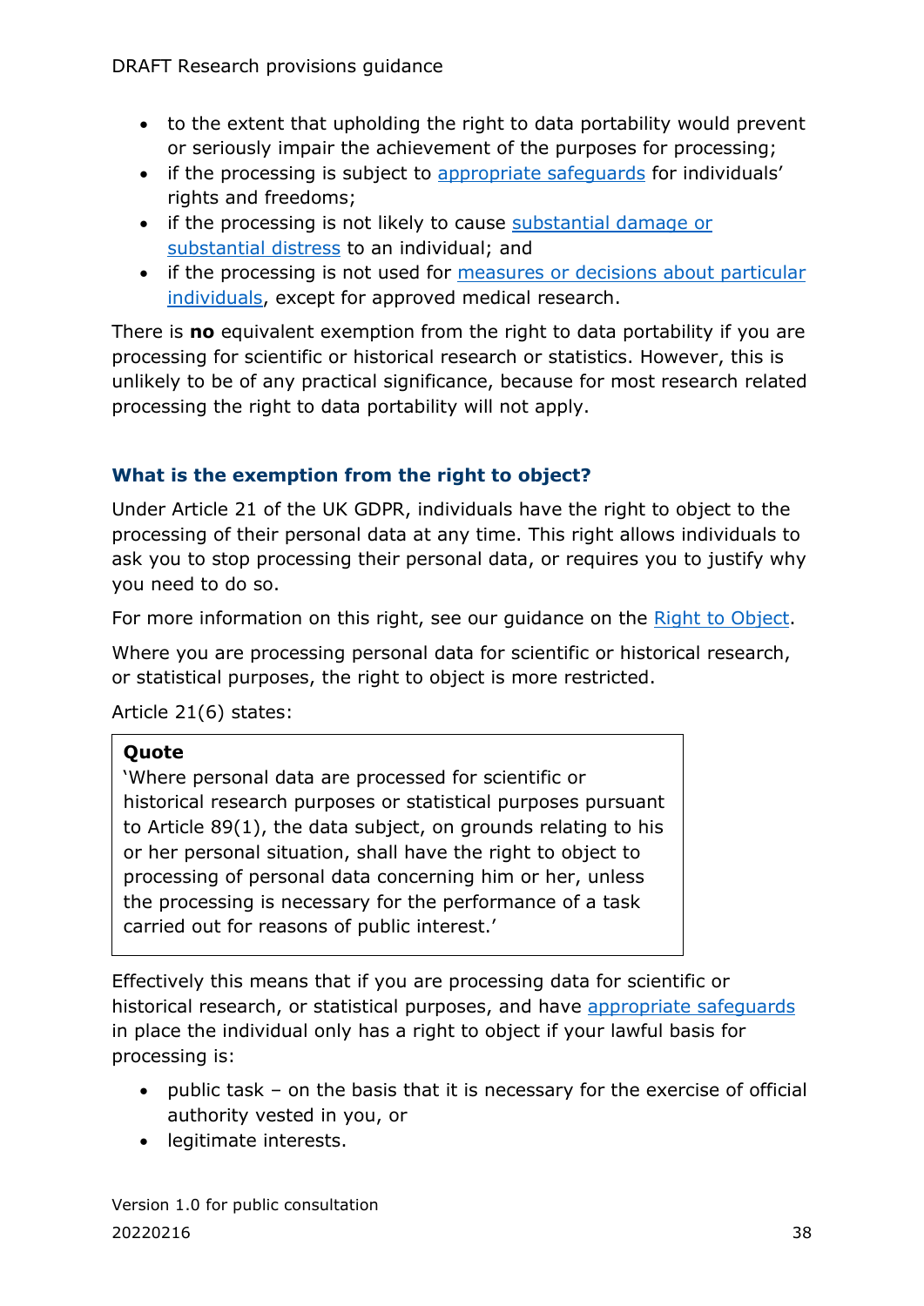- to the extent that upholding the right to data portability would prevent or seriously impair the achievement of the purposes for processing;
- if the processing is subject to appropriate safeguards for individuals' rights and freedoms;
- if the processing is not likely to cause substantial damage or substantial distress to an individual; and
- if the processing is not used for measures or decisions about particular individuals, except for approved medical research.

There is **no** equivalent exemption from the right to data portability if you are processing for scientific or historical research or statistics. However, this is unlikely to be of any practical significance, because for most research related processing the right to data portability will not apply.

### What is the exemption from the right to object?

Under Article 21 of the UK GDPR, individuals have the right to object to the processing of their personal data at any time. This right allows individuals to ask you to stop processing their personal data, or requires you to justify why you need to do so.

For more information on this right, see our guidance on the Right to Object.

Where you are processing personal data for scientific or historical research, or statistical purposes, the right to object is more restricted.

Article 21(6) states:

> **Quote**
> 'Where personal data are processed for scientific or historical research purposes or statistical purposes pursuant to Article 89(1), the data subject, on grounds relating to his or her personal situation, shall have the right to object to processing of personal data concerning him or her, unless the processing is necessary for the performance of a task carried out for reasons of public interest.'

Effectively this means that if you are processing data for scientific or historical research, or statistical purposes, and have appropriate safeguards in place the individual only has a right to object if your lawful basis for processing is:

- public task – on the basis that it is necessary for the exercise of official authority vested in you, or
- legitimate interests.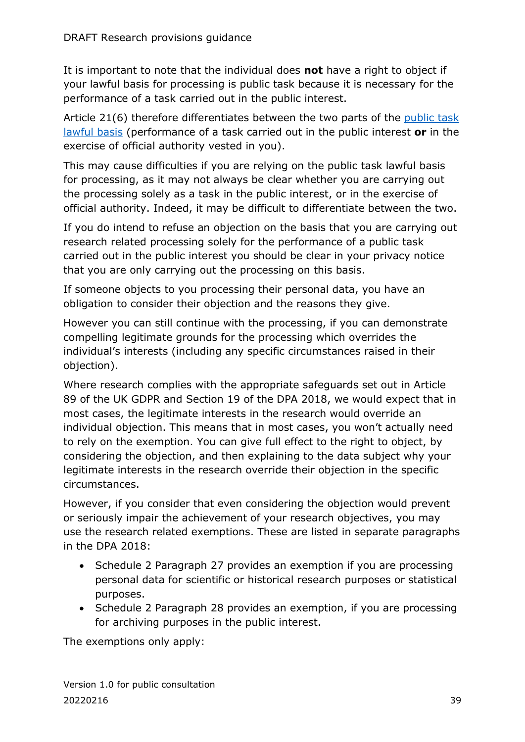It is important to note that the individual does **not** have a right to object if your lawful basis for processing is public task because it is necessary for the performance of a task carried out in the public interest.

Article 21(6) therefore differentiates between the two parts of the [public task lawful basis](public task lawful basis) (performance of a task carried out in the public interest **or** in the exercise of official authority vested in you).

This may cause difficulties if you are relying on the public task lawful basis for processing, as it may not always be clear whether you are carrying out the processing solely as a task in the public interest, or in the exercise of official authority. Indeed, it may be difficult to differentiate between the two.

If you do intend to refuse an objection on the basis that you are carrying out research related processing solely for the performance of a public task carried out in the public interest you should be clear in your privacy notice that you are only carrying out the processing on this basis.

If someone objects to you processing their personal data, you have an obligation to consider their objection and the reasons they give.

However you can still continue with the processing, if you can demonstrate compelling legitimate grounds for the processing which overrides the individual's interests (including any specific circumstances raised in their objection).

Where research complies with the appropriate safeguards set out in Article 89 of the UK GDPR and Section 19 of the DPA 2018, we would expect that in most cases, the legitimate interests in the research would override an individual objection. This means that in most cases, you won't actually need to rely on the exemption. You can give full effect to the right to object, by considering the objection, and then explaining to the data subject why your legitimate interests in the research override their objection in the specific circumstances.

However, if you consider that even considering the objection would prevent or seriously impair the achievement of your research objectives, you may use the research related exemptions. These are listed in separate paragraphs in the DPA 2018:

- Schedule 2 Paragraph 27 provides an exemption if you are processing personal data for scientific or historical research purposes or statistical purposes.
- Schedule 2 Paragraph 28 provides an exemption, if you are processing for archiving purposes in the public interest.

The exemptions only apply: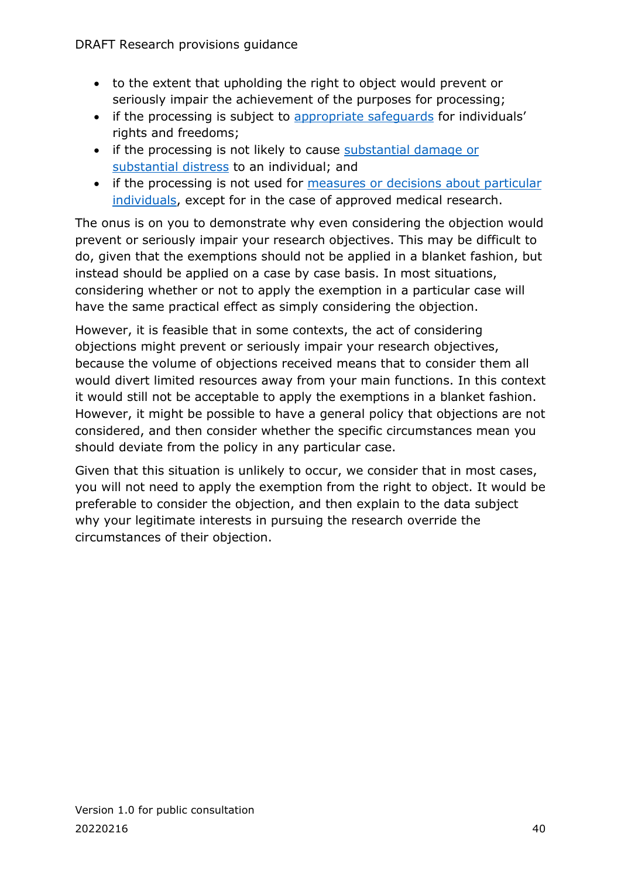- to the extent that upholding the right to object would prevent or seriously impair the achievement of the purposes for processing;
- if the processing is subject to appropriate safeguards for individuals' rights and freedoms;
- if the processing is not likely to cause substantial damage or substantial distress to an individual; and
- if the processing is not used for measures or decisions about particular individuals, except for in the case of approved medical research.

The onus is on you to demonstrate why even considering the objection would prevent or seriously impair your research objectives. This may be difficult to do, given that the exemptions should not be applied in a blanket fashion, but instead should be applied on a case by case basis. In most situations, considering whether or not to apply the exemption in a particular case will have the same practical effect as simply considering the objection.

However, it is feasible that in some contexts, the act of considering objections might prevent or seriously impair your research objectives, because the volume of objections received means that to consider them all would divert limited resources away from your main functions. In this context it would still not be acceptable to apply the exemptions in a blanket fashion. However, it might be possible to have a general policy that objections are not considered, and then consider whether the specific circumstances mean you should deviate from the policy in any particular case.

Given that this situation is unlikely to occur, we consider that in most cases, you will not need to apply the exemption from the right to object. It would be preferable to consider the objection, and then explain to the data subject why your legitimate interests in pursuing the research override the circumstances of their objection.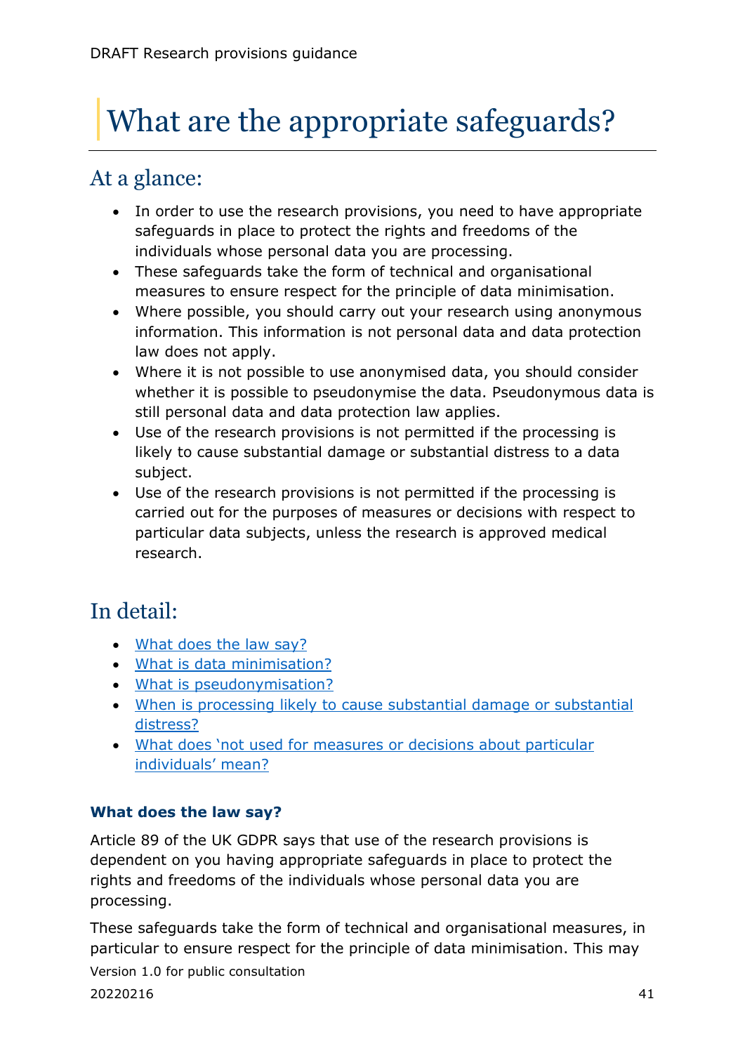# What are the appropriate safeguards?

## At a glance:

- In order to use the research provisions, you need to have appropriate safeguards in place to protect the rights and freedoms of the individuals whose personal data you are processing.
- These safeguards take the form of technical and organisational measures to ensure respect for the principle of data minimisation.
- Where possible, you should carry out your research using anonymous information. This information is not personal data and data protection law does not apply.
- Where it is not possible to use anonymised data, you should consider whether it is possible to pseudonymise the data. Pseudonymous data is still personal data and data protection law applies.
- Use of the research provisions is not permitted if the processing is likely to cause substantial damage or substantial distress to a data subject.
- Use of the research provisions is not permitted if the processing is carried out for the purposes of measures or decisions with respect to particular data subjects, unless the research is approved medical research.

## In detail:

- What does the law say?
- What is data minimisation?
- What is pseudonymisation?
- When is processing likely to cause substantial damage or substantial distress?
- What does 'not used for measures or decisions about particular individuals' mean?

### What does the law say?

Article 89 of the UK GDPR says that use of the research provisions is dependent on you having appropriate safeguards in place to protect the rights and freedoms of the individuals whose personal data you are processing.

These safeguards take the form of technical and organisational measures, in particular to ensure respect for the principle of data minimisation. This may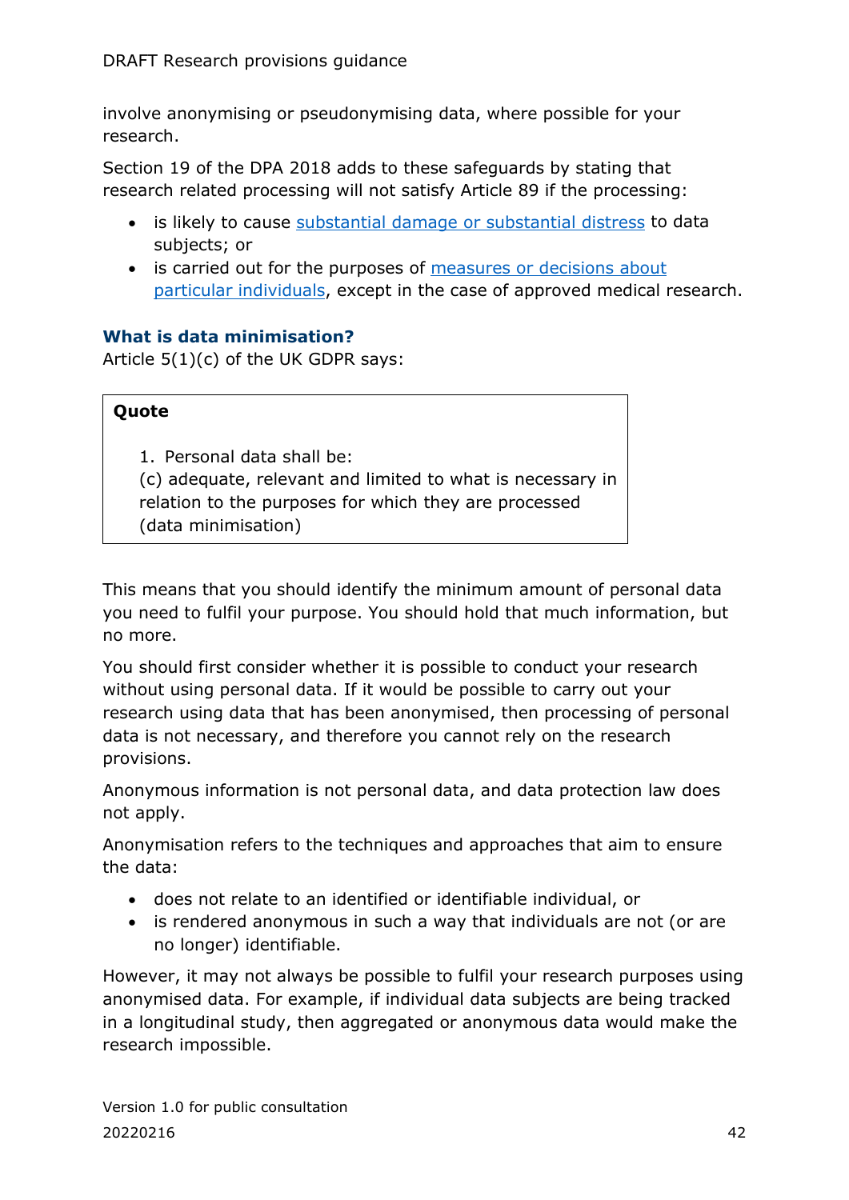involve anonymising or pseudonymising data, where possible for your research.

Section 19 of the DPA 2018 adds to these safeguards by stating that research related processing will not satisfy Article 89 if the processing:

- is likely to cause substantial damage or substantial distress to data subjects; or
- is carried out for the purposes of measures or decisions about particular individuals, except in the case of approved medical research.

### What is data minimisation?

Article 5(1)(c) of the UK GDPR says:

> **Quote**
>
> 1. Personal data shall be:
>
> (c) adequate, relevant and limited to what is necessary in relation to the purposes for which they are processed (data minimisation)

This means that you should identify the minimum amount of personal data you need to fulfil your purpose. You should hold that much information, but no more.

You should first consider whether it is possible to conduct your research without using personal data. If it would be possible to carry out your research using data that has been anonymised, then processing of personal data is not necessary, and therefore you cannot rely on the research provisions.

Anonymous information is not personal data, and data protection law does not apply.

Anonymisation refers to the techniques and approaches that aim to ensure the data:

- does not relate to an identified or identifiable individual, or
- is rendered anonymous in such a way that individuals are not (or are no longer) identifiable.

However, it may not always be possible to fulfil your research purposes using anonymised data. For example, if individual data subjects are being tracked in a longitudinal study, then aggregated or anonymous data would make the research impossible.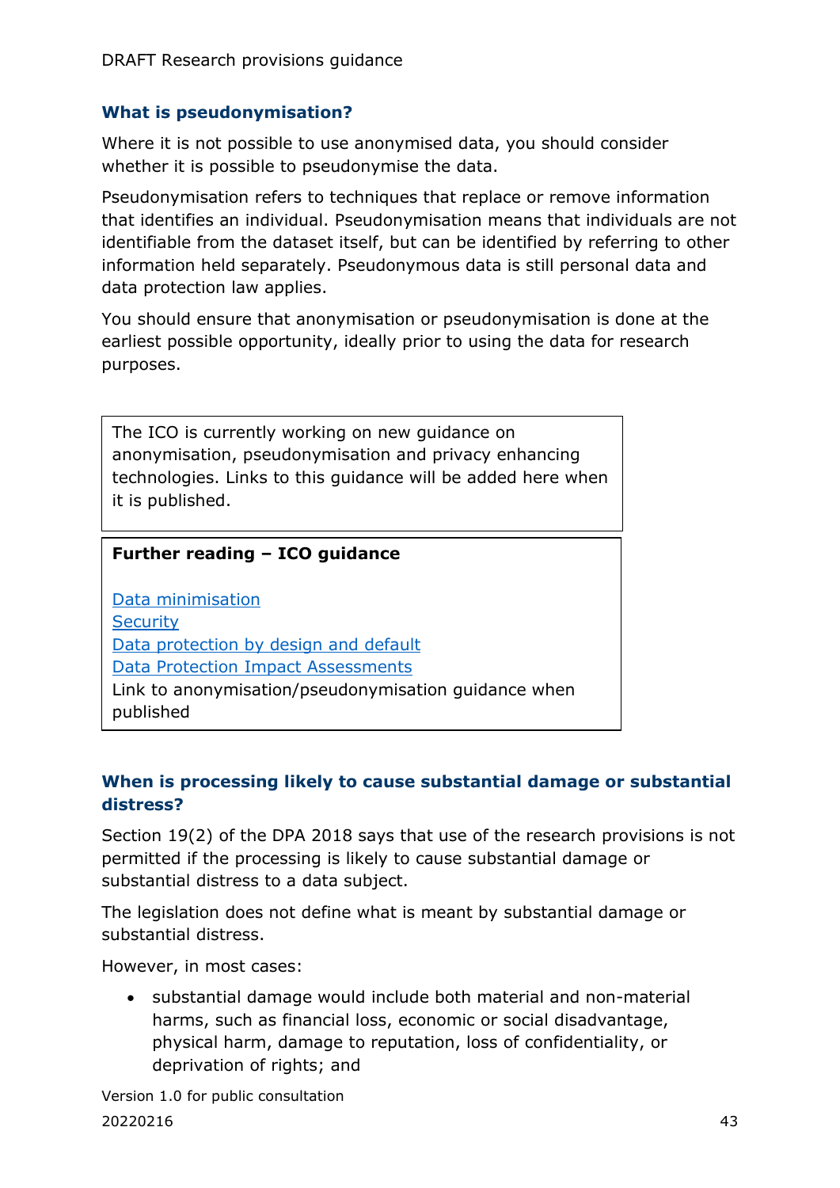### What is pseudonymisation?

Where it is not possible to use anonymised data, you should consider whether it is possible to pseudonymise the data.

Pseudonymisation refers to techniques that replace or remove information that identifies an individual. Pseudonymisation means that individuals are not identifiable from the dataset itself, but can be identified by referring to other information held separately. Pseudonymous data is still personal data and data protection law applies.

You should ensure that anonymisation or pseudonymisation is done at the earliest possible opportunity, ideally prior to using the data for research purposes.

> The ICO is currently working on new guidance on anonymisation, pseudonymisation and privacy enhancing technologies. Links to this guidance will be added here when it is published.

> **Further reading – ICO guidance**
>
> Data minimisation
> Security
> Data protection by design and default
> Data Protection Impact Assessments
> Link to anonymisation/pseudonymisation guidance when published

### When is processing likely to cause substantial damage or substantial distress?

Section 19(2) of the DPA 2018 says that use of the research provisions is not permitted if the processing is likely to cause substantial damage or substantial distress to a data subject.

The legislation does not define what is meant by substantial damage or substantial distress.

However, in most cases:

- substantial damage would include both material and non-material harms, such as financial loss, economic or social disadvantage, physical harm, damage to reputation, loss of confidentiality, or deprivation of rights; and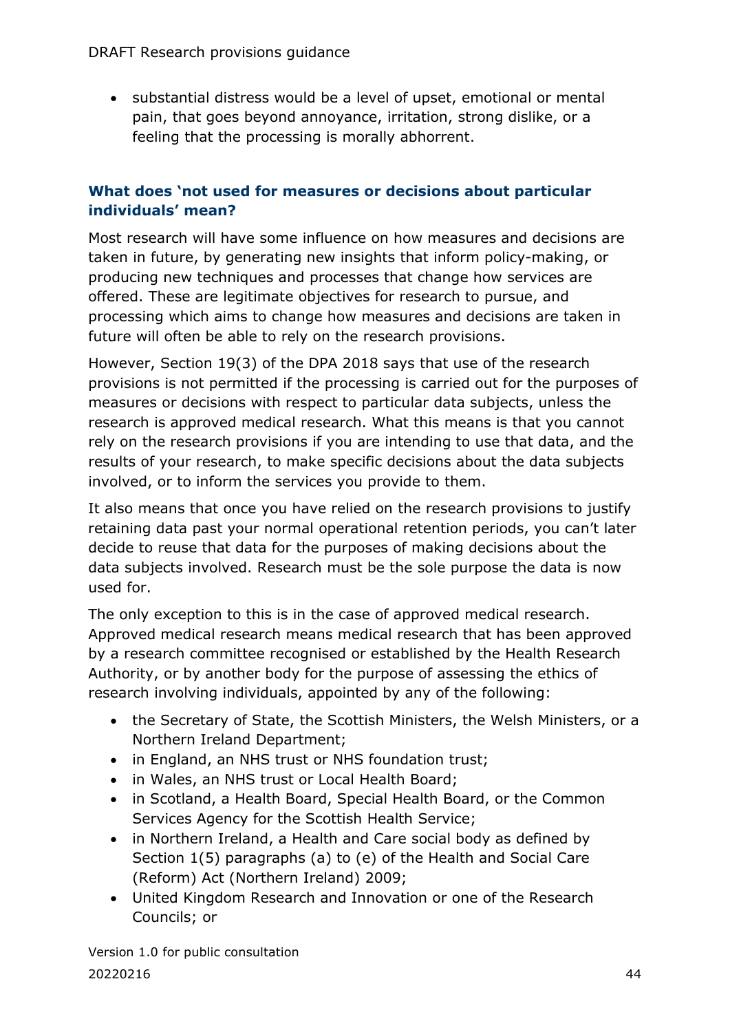- substantial distress would be a level of upset, emotional or mental pain, that goes beyond annoyance, irritation, strong dislike, or a feeling that the processing is morally abhorrent.

### What does 'not used for measures or decisions about particular individuals' mean?

Most research will have some influence on how measures and decisions are taken in future, by generating new insights that inform policy-making, or producing new techniques and processes that change how services are offered. These are legitimate objectives for research to pursue, and processing which aims to change how measures and decisions are taken in future will often be able to rely on the research provisions.

However, Section 19(3) of the DPA 2018 says that use of the research provisions is not permitted if the processing is carried out for the purposes of measures or decisions with respect to particular data subjects, unless the research is approved medical research. What this means is that you cannot rely on the research provisions if you are intending to use that data, and the results of your research, to make specific decisions about the data subjects involved, or to inform the services you provide to them.

It also means that once you have relied on the research provisions to justify retaining data past your normal operational retention periods, you can't later decide to reuse that data for the purposes of making decisions about the data subjects involved. Research must be the sole purpose the data is now used for.

The only exception to this is in the case of approved medical research. Approved medical research means medical research that has been approved by a research committee recognised or established by the Health Research Authority, or by another body for the purpose of assessing the ethics of research involving individuals, appointed by any of the following:

- the Secretary of State, the Scottish Ministers, the Welsh Ministers, or a Northern Ireland Department;
- in England, an NHS trust or NHS foundation trust;
- in Wales, an NHS trust or Local Health Board;
- in Scotland, a Health Board, Special Health Board, or the Common Services Agency for the Scottish Health Service;
- in Northern Ireland, a Health and Care social body as defined by Section 1(5) paragraphs (a) to (e) of the Health and Social Care (Reform) Act (Northern Ireland) 2009;
- United Kingdom Research and Innovation or one of the Research Councils; or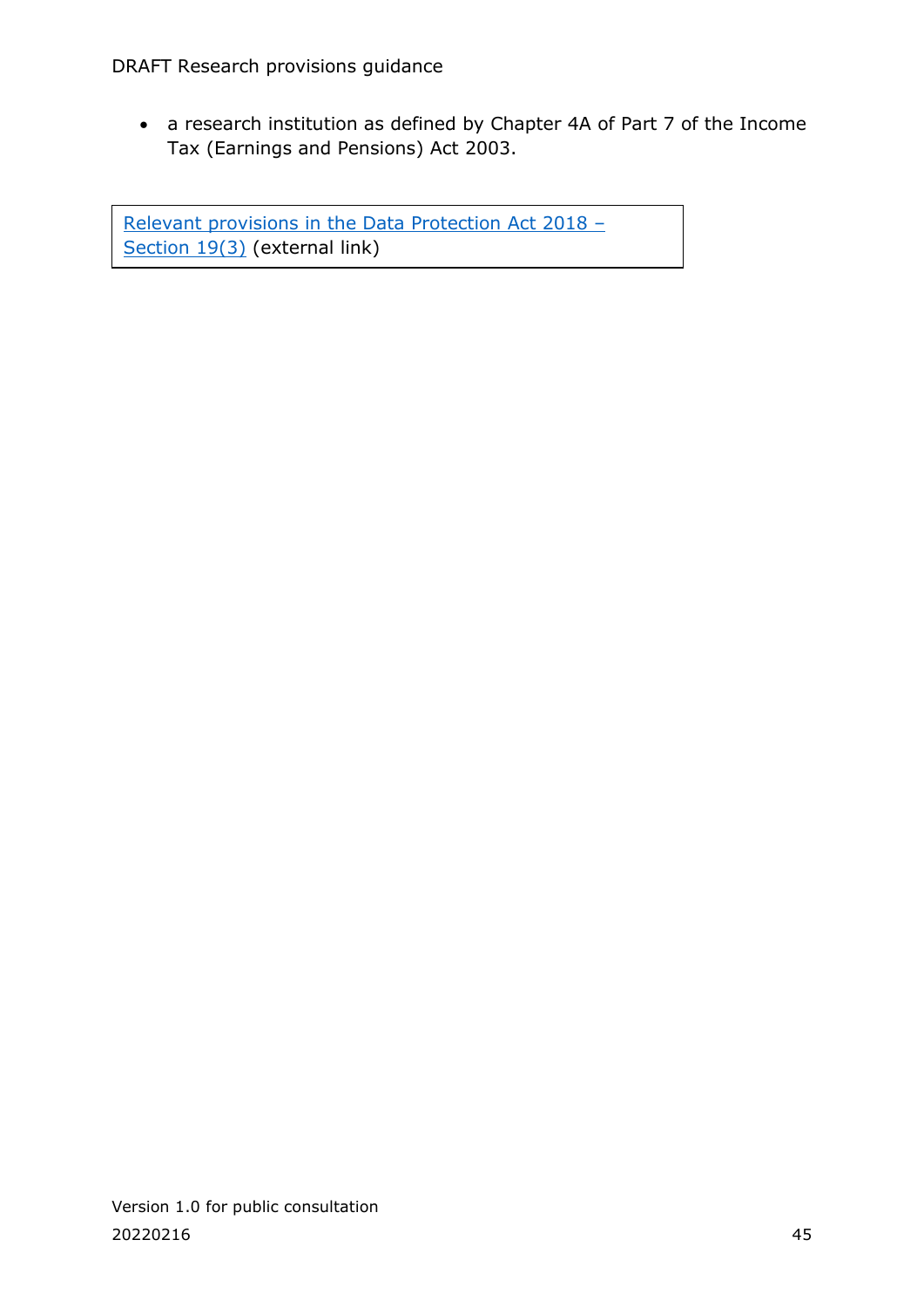- a research institution as defined by Chapter 4A of Part 7 of the Income Tax (Earnings and Pensions) Act 2003.

| |
|---|
| Relevant provisions in the Data Protection Act 2018 – Section 19(3) (external link) |